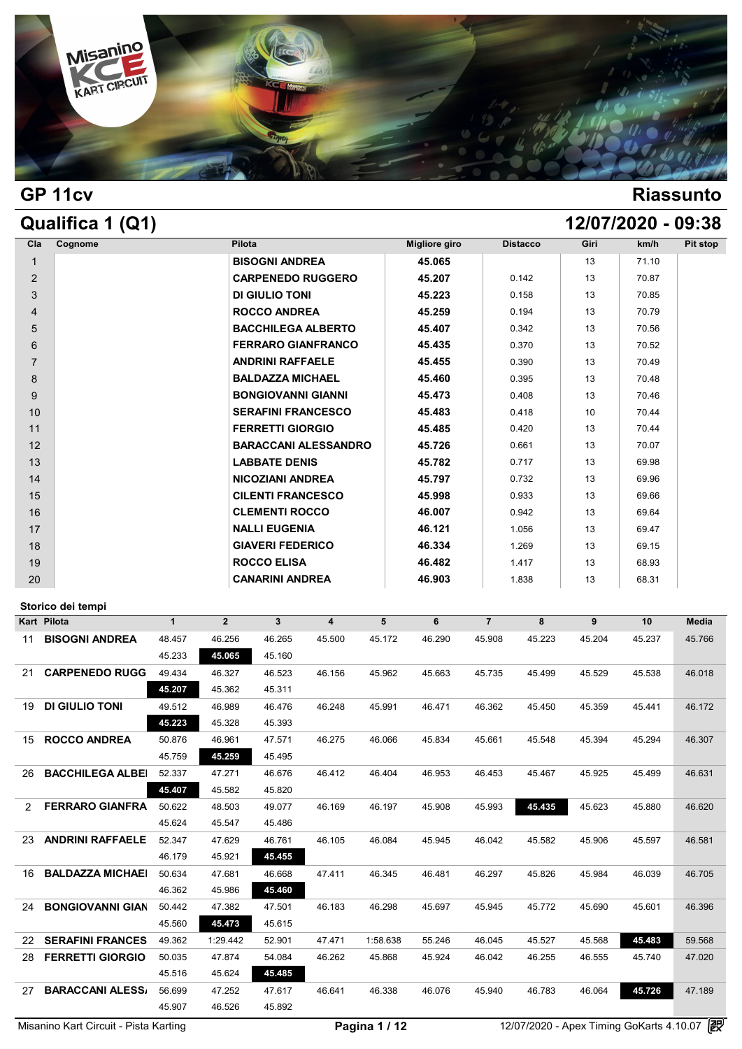# GP 11cv

## Riassunto

## Qualifica 1 (Q1)

## 12/07/2020 - 09:38

| Cla | Cognome | Pilota | Migliore giro | Distacco | Giri | km/h | Pit stop |
|---|---|---|---|---|---|---|---|
| 1 | | **BISOGNI ANDREA** | **45.065** | | 13 | 71.10 | |
| 2 | | **CARPENEDO RUGGERO** | **45.207** | 0.142 | 13 | 70.87 | |
| 3 | | **DI GIULIO TONI** | **45.223** | 0.158 | 13 | 70.85 | |
| 4 | | **ROCCO ANDREA** | **45.259** | 0.194 | 13 | 70.79 | |
| 5 | | **BACCHILEGA ALBERTO** | **45.407** | 0.342 | 13 | 70.56 | |
| 6 | | **FERRARO GIANFRANCO** | **45.435** | 0.370 | 13 | 70.52 | |
| 7 | | **ANDRINI RAFFAELE** | **45.455** | 0.390 | 13 | 70.49 | |
| 8 | | **BALDAZZA MICHAEL** | **45.460** | 0.395 | 13 | 70.48 | |
| 9 | | **BONGIOVANNI GIANNI** | **45.473** | 0.408 | 13 | 70.46 | |
| 10 | | **SERAFINI FRANCESCO** | **45.483** | 0.418 | 10 | 70.44 | |
| 11 | | **FERRETTI GIORGIO** | **45.485** | 0.420 | 13 | 70.44 | |
| 12 | | **BARACCANI ALESSANDRO** | **45.726** | 0.661 | 13 | 70.07 | |
| 13 | | **LABBATE DENIS** | **45.782** | 0.717 | 13 | 69.98 | |
| 14 | | **NICOZIANI ANDREA** | **45.797** | 0.732 | 13 | 69.96 | |
| 15 | | **CILENTI FRANCESCO** | **45.998** | 0.933 | 13 | 69.66 | |
| 16 | | **CLEMENTI ROCCO** | **46.007** | 0.942 | 13 | 69.64 | |
| 17 | | **NALLI EUGENIA** | **46.121** | 1.056 | 13 | 69.47 | |
| 18 | | **GIAVERI FEDERICO** | **46.334** | 1.269 | 13 | 69.15 | |
| 19 | | **ROCCO ELISA** | **46.482** | 1.417 | 13 | 68.93 | |
| 20 | | **CANARINI ANDREA** | **46.903** | 1.838 | 13 | 68.31 | |

### Storico dei tempi

| Kart | Pilota | 1 | 2 | 3 | 4 | 5 | 6 | 7 | 8 | 9 | 10 | Media |
|---|---|---|---|---|---|---|---|---|---|---|---|---|
| 11 | **BISOGNI ANDREA** | 48.457 | 46.256 | 46.265 | 45.500 | 45.172 | 46.290 | 45.908 | 45.223 | 45.204 | 45.237 | 45.766 |
| | | 45.233 | **45.065** | 45.160 | | | | | | | | |
| 21 | **CARPENEDO RUGG** | 49.434 | 46.327 | 46.523 | 46.156 | 45.962 | 45.663 | 45.735 | 45.499 | 45.529 | 45.538 | 46.018 |
| | | **45.207** | 45.362 | 45.311 | | | | | | | | |
| 19 | **DI GIULIO TONI** | 49.512 | 46.989 | 46.476 | 46.248 | 45.991 | 46.471 | 46.362 | 45.450 | 45.359 | 45.441 | 46.172 |
| | | **45.223** | 45.328 | 45.393 | | | | | | | | |
| 15 | **ROCCO ANDREA** | 50.876 | 46.961 | 47.571 | 46.275 | 46.066 | 45.834 | 45.661 | 45.548 | 45.394 | 45.294 | 46.307 |
| | | 45.759 | **45.259** | 45.495 | | | | | | | | |
| 26 | **BACCHILEGA ALBEI** | 52.337 | 47.271 | 46.676 | 46.412 | 46.404 | 46.953 | 46.453 | 45.467 | 45.925 | 45.499 | 46.631 |
| | | **45.407** | 45.582 | 45.820 | | | | | | | | |
| 2 | **FERRARO GIANFRA** | 48.503 | 49.077 | 46.169 | 46.197 | 45.908 | 45.993 | **45.435** | 45.623 | 45.880 | | 46.620 |
| | | 45.624 | 45.547 | 45.486 | | | | | | | | |
| 23 | **ANDRINI RAFFAELE** | 52.347 | 47.629 | 46.761 | 46.105 | 46.084 | 45.945 | 46.042 | 45.582 | 45.906 | 45.597 | 46.581 |
| | | 46.179 | 45.921 | **45.455** | | | | | | | | |
| 16 | **BALDAZZA MICHAEI** | 50.634 | 47.681 | 46.668 | 47.411 | 46.345 | 46.481 | 46.297 | 45.826 | 45.984 | 46.039 | 46.705 |
| | | 46.362 | 45.986 | **45.460** | | | | | | | | |
| 24 | **BONGIOVANNI GIAN** | 50.442 | 47.382 | 47.501 | 46.183 | 46.298 | 45.697 | 45.945 | 45.772 | 45.690 | 45.601 | 46.396 |
| | | 45.560 | **45.473** | 45.615 | | | | | | | | |
| 22 | **SERAFINI FRANCES** | 49.362 | 1:29.442 | 52.901 | 47.471 | 1:58.638 | 55.246 | 46.045 | 45.527 | 45.568 | **45.483** | 59.568 |
| 28 | **FERRETTI GIORGIO** | 50.035 | 47.874 | 54.084 | 46.262 | 45.868 | 45.924 | 46.042 | 46.255 | 46.555 | 45.740 | 47.020 |
| | | 45.516 | 45.624 | **45.485** | | | | | | | | |
| 27 | **BARACCANI ALESS/** | 56.699 | 47.252 | 47.617 | 46.641 | 46.338 | 46.076 | 45.940 | 46.783 | 46.064 | **45.726** | 47.189 |
| | | 45.907 | 46.526 | 45.892 | | | | | | | | |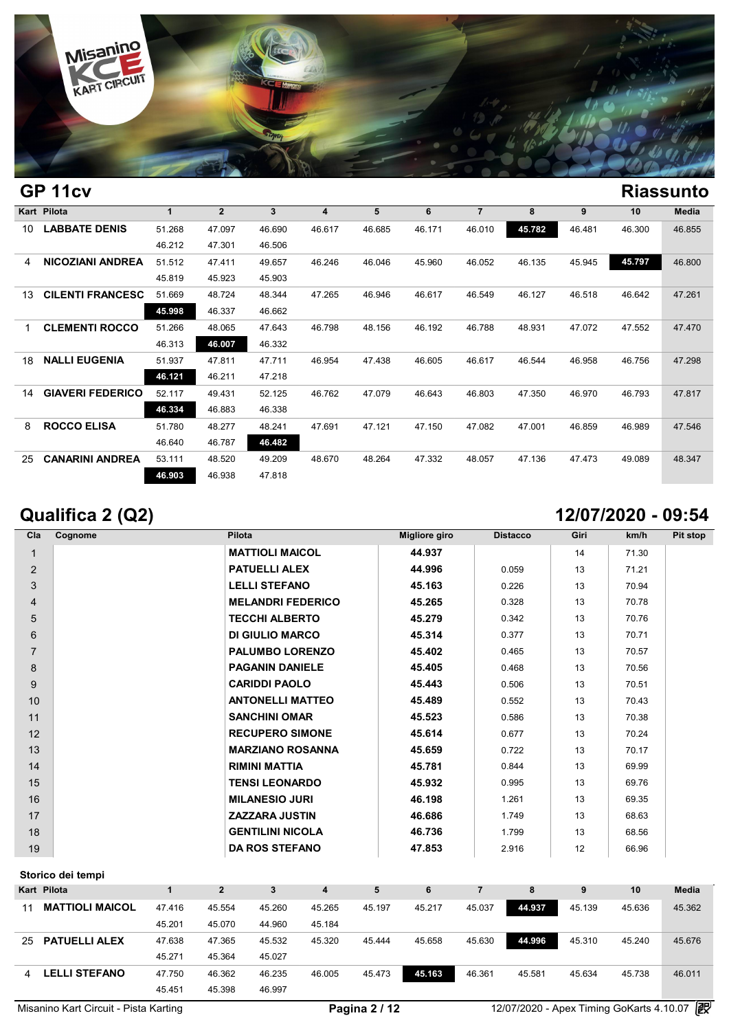## GP 11cv

## Riassunto

| Kart | Pilota | 1 | 2 | 3 | 4 | 5 | 6 | 7 | 8 | 9 | 10 | Media |
|---|---|---|---|---|---|---|---|---|---|---|---|---|
| 10 | LABBATE DENIS | 51.268 | 47.097 | 46.690 | 46.617 | 46.685 | 46.171 | 46.010 | **45.782** | 46.481 | 46.300 | 46.855 |
| | | 46.212 | 47.301 | 46.506 | | | | | | | | |
| 4 | NICOZIANI ANDREA | 51.512 | 47.411 | 49.657 | 46.246 | 46.046 | 45.960 | 46.052 | 46.135 | 45.945 | **45.797** | 46.800 |
| | | 45.819 | 45.923 | 45.903 | | | | | | | | |
| 13 | CILENTI FRANCESC | 51.669 | 48.724 | 48.344 | 47.265 | 46.946 | 46.617 | 46.549 | 46.127 | 46.518 | 46.642 | 47.261 |
| | | **45.998** | 46.337 | 46.662 | | | | | | | | |
| 1 | CLEMENTI ROCCO | 51.266 | 48.065 | 47.643 | 46.798 | 48.156 | 46.192 | 46.788 | 48.931 | 47.072 | 47.552 | 47.470 |
| | | 46.313 | **46.007** | 46.332 | | | | | | | | |
| 18 | NALLI EUGENIA | 51.937 | 47.811 | 47.711 | 46.954 | 47.438 | 46.605 | 46.617 | 46.544 | 46.958 | 46.756 | 47.298 |
| | | **46.121** | 46.211 | 47.218 | | | | | | | | |
| 14 | GIAVERI FEDERICO | 52.117 | 49.431 | 52.125 | 46.762 | 47.079 | 46.643 | 46.803 | 47.350 | 46.970 | 46.793 | 47.817 |
| | | **46.334** | 46.883 | 46.338 | | | | | | | | |
| 8 | ROCCO ELISA | 51.780 | 48.277 | 48.241 | 47.691 | 47.121 | 47.150 | 47.082 | 47.001 | 46.859 | 46.989 | 47.546 |
| | | 46.640 | 46.787 | **46.482** | | | | | | | | |
| 25 | CANARINI ANDREA | 53.111 | 48.520 | 49.209 | 48.670 | 48.264 | 47.332 | 48.057 | 47.136 | 47.473 | 49.089 | 48.347 |
| | | **46.903** | 46.938 | 47.818 | | | | | | | | |

## Qualifica 2 (Q2)

## 12/07/2020 - 09:54

| Cla | Cognome | Pilota | Migliore giro | Distacco | Giri | km/h | Pit stop |
|---|---|---|---|---|---|---|---|
| 1 | | MATTIOLI MAICOL | 44.937 | | 14 | 71.30 | |
| 2 | | PATUELLI ALEX | 44.996 | 0.059 | 13 | 71.21 | |
| 3 | | LELLI STEFANO | 45.163 | 0.226 | 13 | 70.94 | |
| 4 | | MELANDRI FEDERICO | 45.265 | 0.328 | 13 | 70.78 | |
| 5 | | TECCHI ALBERTO | 45.279 | 0.342 | 13 | 70.76 | |
| 6 | | DI GIULIO MARCO | 45.314 | 0.377 | 13 | 70.71 | |
| 7 | | PALUMBO LORENZO | 45.402 | 0.465 | 13 | 70.57 | |
| 8 | | PAGANIN DANIELE | 45.405 | 0.468 | 13 | 70.56 | |
| 9 | | CARIDDI PAOLO | 45.443 | 0.506 | 13 | 70.51 | |
| 10 | | ANTONELLI MATTEO | 45.489 | 0.552 | 13 | 70.43 | |
| 11 | | SANCHINI OMAR | 45.523 | 0.586 | 13 | 70.38 | |
| 12 | | RECUPERO SIMONE | 45.614 | 0.677 | 13 | 70.24 | |
| 13 | | MARZIANO ROSANNA | 45.659 | 0.722 | 13 | 70.17 | |
| 14 | | RIMINI MATTIA | 45.781 | 0.844 | 13 | 69.99 | |
| 15 | | TENSI LEONARDO | 45.932 | 0.995 | 13 | 69.76 | |
| 16 | | MILANESIO JURI | 46.198 | 1.261 | 13 | 69.35 | |
| 17 | | ZAZZARA JUSTIN | 46.686 | 1.749 | 13 | 68.63 | |
| 18 | | GENTILINI NICOLA | 46.736 | 1.799 | 13 | 68.56 | |
| 19 | | DA ROS STEFANO | 47.853 | 2.916 | 12 | 66.96 | |

### Storico dei tempi

| Kart | Pilota | 1 | 2 | 3 | 4 | 5 | 6 | 7 | 8 | 9 | 10 | Media |
|---|---|---|---|---|---|---|---|---|---|---|---|---|
| 11 | MATTIOLI MAICOL | 47.416 | 45.554 | 45.260 | 45.265 | 45.197 | 45.217 | 45.037 | **44.937** | 45.139 | 45.636 | 45.362 |
| | | 45.201 | 45.070 | 44.960 | 45.184 | | | | | | | |
| 25 | PATUELLI ALEX | 47.638 | 47.365 | 45.532 | 45.320 | 45.444 | 45.658 | 45.630 | **44.996** | 45.310 | 45.240 | 45.676 |
| | | 45.271 | 45.364 | 45.027 | | | | | | | | |
| 4 | LELLI STEFANO | 47.750 | 46.362 | 46.235 | 46.005 | 45.473 | **45.163** | 46.361 | 45.581 | 45.634 | 45.738 | 46.011 |
| | | 45.451 | 45.398 | 46.997 | | | | | | | | |

Misanino Kart Circuit - Pista Karting | 12/07/2020 - Apex Timing GoKarts 4.10.07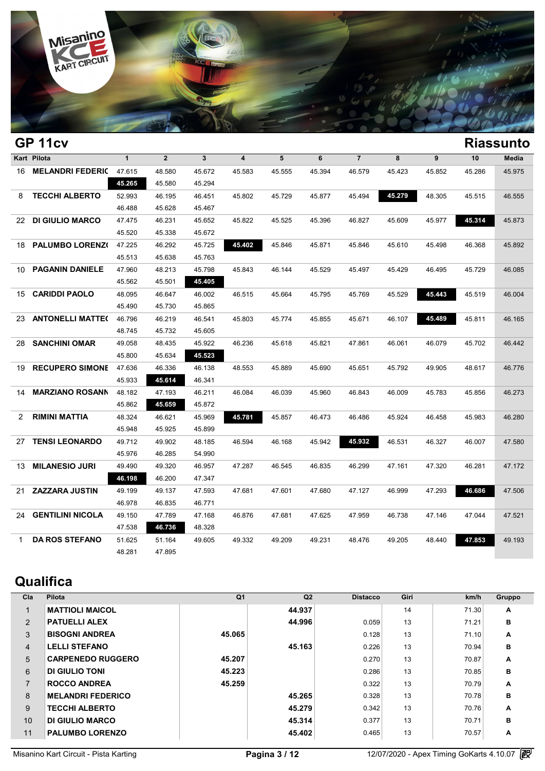## GP 11cv

## Riassunto

| Kart | Pilota | 1 | 2 | 3 | 4 | 5 | 6 | 7 | 8 | 9 | 10 | Media |
|---|---|---|---|---|---|---|---|---|---|---|---|---|
| 16 | MELANDRI FEDERIC | 47.615 | 48.580 | 45.672 | 45.583 | 45.555 | 45.394 | 46.579 | 45.423 | 45.852 | 45.286 | 45.975 |
| | | **45.265** | 45.580 | 45.294 | | | | | | | | |
| 8 | TECCHI ALBERTO | 52.993 | 46.195 | 46.451 | 45.802 | 45.729 | 45.877 | 45.494 | **45.279** | 48.305 | 45.515 | 46.555 |
| | | 46.488 | 45.628 | 45.467 | | | | | | | | |
| 22 | DI GIULIO MARCO | 47.475 | 46.231 | 45.652 | 45.822 | 45.525 | 45.396 | 46.827 | 45.609 | 45.977 | **45.314** | 45.873 |
| | | 45.520 | 45.338 | 45.672 | | | | | | | | |
| 18 | PALUMBO LORENZ( | 47.225 | 46.292 | 45.725 | **45.402** | 45.846 | 45.871 | 45.846 | 45.610 | 45.498 | 46.368 | 45.892 |
| | | 45.513 | 45.638 | 45.763 | | | | | | | | |
| 10 | PAGANIN DANIELE | 47.960 | 48.213 | 45.798 | 45.843 | 46.144 | 45.529 | 45.497 | 45.429 | 46.495 | 45.729 | 46.085 |
| | | 45.562 | 45.501 | **45.405** | | | | | | | | |
| 15 | CARIDDI PAOLO | 48.095 | 46.647 | 46.002 | 46.515 | 45.664 | 45.795 | 45.769 | 45.529 | **45.443** | 45.519 | 46.004 |
| | | 45.490 | 45.730 | 45.865 | | | | | | | | |
| 23 | ANTONELLI MATTE( | 46.796 | 46.219 | 46.541 | 45.803 | 45.774 | 45.855 | 45.671 | 46.107 | **45.489** | 45.811 | 46.165 |
| | | 48.745 | 45.732 | 45.605 | | | | | | | | |
| 28 | SANCHINI OMAR | 49.058 | 48.435 | 45.922 | 46.236 | 45.618 | 45.821 | 47.861 | 46.061 | 46.079 | 45.702 | 46.442 |
| | | 45.800 | 45.634 | **45.523** | | | | | | | | |
| 19 | RECUPERO SIMONE | 47.636 | 46.336 | 46.138 | 48.553 | 45.889 | 45.690 | 45.651 | 45.792 | 49.905 | 48.617 | 46.776 |
| | | 45.933 | **45.614** | 46.341 | | | | | | | | |
| 14 | MARZIANO ROSANN | 48.182 | 47.193 | 46.211 | 46.084 | 46.039 | 45.960 | 46.843 | 46.009 | 45.783 | 45.856 | 46.273 |
| | | 45.862 | **45.659** | 45.872 | | | | | | | | |
| 2 | RIMINI MATTIA | 48.324 | 46.621 | 45.969 | **45.781** | 45.857 | 46.473 | 46.486 | 45.924 | 46.458 | 45.983 | 46.280 |
| | | 45.948 | 45.925 | 45.899 | | | | | | | | |
| 27 | TENSI LEONARDO | 49.712 | 49.902 | 48.185 | 46.594 | 46.168 | 45.942 | **45.932** | 46.531 | 46.327 | 46.007 | 47.580 |
| | | 45.976 | 46.285 | 54.990 | | | | | | | | |
| 13 | MILANESIO JURI | 49.490 | 49.320 | 46.957 | 47.287 | 46.545 | 46.835 | 46.299 | 47.161 | 47.320 | 46.281 | 47.172 |
| | | **46.198** | 46.200 | 47.347 | | | | | | | | |
| 21 | ZAZZARA JUSTIN | 49.199 | 49.137 | 47.593 | 47.681 | 47.601 | 47.680 | 47.127 | 46.999 | 47.293 | **46.686** | 47.506 |
| | | 46.978 | 46.835 | 46.771 | | | | | | | | |
| 24 | GENTILINI NICOLA | 49.150 | 47.789 | 47.168 | 46.876 | 47.681 | 47.625 | 47.959 | 46.738 | 47.146 | 47.044 | 47.521 |
| | | 47.538 | **46.736** | 48.328 | | | | | | | | |
| 1 | DA ROS STEFANO | 51.625 | 51.164 | 49.605 | 49.332 | 49.209 | 49.231 | 48.476 | 49.205 | 48.440 | **47.853** | 49.193 |
| | | 48.281 | 47.895 | | | | | | | | | |

## Qualifica

| Cla | Pilota | Q1 | Q2 | Distacco | Giri | km/h | Gruppo |
|---|---|---|---|---|---|---|---|
| 1 | MATTIOLI MAICOL | | 44.937 | | 14 | 71.30 | A |
| 2 | PATUELLI ALEX | | 44.996 | 0.059 | 13 | 71.21 | B |
| 3 | BISOGNI ANDREA | 45.065 | | 0.128 | 13 | 71.10 | A |
| 4 | LELLI STEFANO | | 45.163 | 0.226 | 13 | 70.94 | B |
| 5 | CARPENEDO RUGGERO | 45.207 | | 0.270 | 13 | 70.87 | A |
| 6 | DI GIULIO TONI | 45.223 | | 0.286 | 13 | 70.85 | B |
| 7 | ROCCO ANDREA | 45.259 | | 0.322 | 13 | 70.79 | A |
| 8 | MELANDRI FEDERICO | | 45.265 | 0.328 | 13 | 70.78 | B |
| 9 | TECCHI ALBERTO | | 45.279 | 0.342 | 13 | 70.76 | A |
| 10 | DI GIULIO MARCO | | 45.314 | 0.377 | 13 | 70.71 | B |
| 11 | PALUMBO LORENZO | | 45.402 | 0.465 | 13 | 70.57 | A |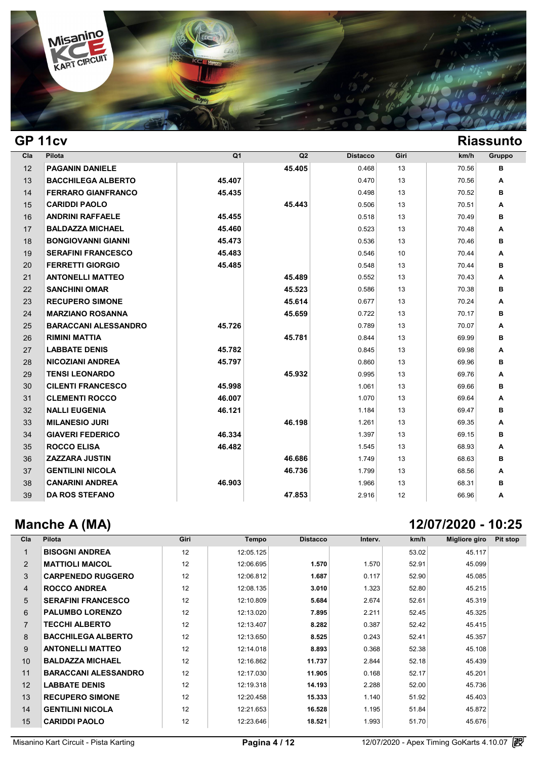## GP 11cv

**Riassunto**

| Cla | Pilota | Q1 | Q2 | Distacco | Giri | km/h | Gruppo |
|---|---|---|---|---|---|---|---|
| 12 | PAGANIN DANIELE | | 45.405 | 0.468 | 13 | 70.56 | B |
| 13 | BACCHILEGA ALBERTO | 45.407 | | 0.470 | 13 | 70.56 | A |
| 14 | FERRARO GIANFRANCO | 45.435 | | 0.498 | 13 | 70.52 | B |
| 15 | CARIDDI PAOLO | | 45.443 | 0.506 | 13 | 70.51 | A |
| 16 | ANDRINI RAFFAELE | 45.455 | | 0.518 | 13 | 70.49 | B |
| 17 | BALDAZZA MICHAEL | 45.460 | | 0.523 | 13 | 70.48 | A |
| 18 | BONGIOVANNI GIANNI | 45.473 | | 0.536 | 13 | 70.46 | B |
| 19 | SERAFINI FRANCESCO | 45.483 | | 0.546 | 10 | 70.44 | A |
| 20 | FERRETTI GIORGIO | 45.485 | | 0.548 | 13 | 70.44 | B |
| 21 | ANTONELLI MATTEO | | 45.489 | 0.552 | 13 | 70.43 | A |
| 22 | SANCHINI OMAR | | 45.523 | 0.586 | 13 | 70.38 | B |
| 23 | RECUPERO SIMONE | | 45.614 | 0.677 | 13 | 70.24 | A |
| 24 | MARZIANO ROSANNA | | 45.659 | 0.722 | 13 | 70.17 | B |
| 25 | BARACCANI ALESSANDRO | 45.726 | | 0.789 | 13 | 70.07 | A |
| 26 | RIMINI MATTIA | | 45.781 | 0.844 | 13 | 69.99 | B |
| 27 | LABBATE DENIS | 45.782 | | 0.845 | 13 | 69.98 | A |
| 28 | NICOZIANI ANDREA | 45.797 | | 0.860 | 13 | 69.96 | B |
| 29 | TENSI LEONARDO | | 45.932 | 0.995 | 13 | 69.76 | A |
| 30 | CILENTI FRANCESCO | 45.998 | | 1.061 | 13 | 69.66 | B |
| 31 | CLEMENTI ROCCO | 46.007 | | 1.070 | 13 | 69.64 | A |
| 32 | NALLI EUGENIA | 46.121 | | 1.184 | 13 | 69.47 | B |
| 33 | MILANESIO JURI | | 46.198 | 1.261 | 13 | 69.35 | A |
| 34 | GIAVERI FEDERICO | 46.334 | | 1.397 | 13 | 69.15 | B |
| 35 | ROCCO ELISA | 46.482 | | 1.545 | 13 | 68.93 | A |
| 36 | ZAZZARA JUSTIN | | 46.686 | 1.749 | 13 | 68.63 | B |
| 37 | GENTILINI NICOLA | | 46.736 | 1.799 | 13 | 68.56 | A |
| 38 | CANARINI ANDREA | 46.903 | | 1.966 | 13 | 68.31 | B |
| 39 | DA ROS STEFANO | | 47.853 | 2.916 | 12 | 66.96 | A |

## Manche A (MA)

**12/07/2020 - 10:25**

| Cla | Pilota | Giri | Tempo | Distacco | Interv. | km/h | Migliore giro | Pit stop |
|---|---|---|---|---|---|---|---|---|
| 1 | BISOGNI ANDREA | 12 | 12:05.125 | | | 53.02 | 45.117 | |
| 2 | MATTIOLI MAICOL | 12 | 12:06.695 | 1.570 | 1.570 | 52.91 | 45.099 | |
| 3 | CARPENEDO RUGGERO | 12 | 12:06.812 | 1.687 | 0.117 | 52.90 | 45.085 | |
| 4 | ROCCO ANDREA | 12 | 12:08.135 | 3.010 | 1.323 | 52.80 | 45.215 | |
| 5 | SERAFINI FRANCESCO | 12 | 12:10.809 | 5.684 | 2.674 | 52.61 | 45.319 | |
| 6 | PALUMBO LORENZO | 12 | 12:13.020 | 7.895 | 2.211 | 52.45 | 45.325 | |
| 7 | TECCHI ALBERTO | 12 | 12:13.407 | 8.282 | 0.387 | 52.42 | 45.415 | |
| 8 | BACCHILEGA ALBERTO | 12 | 12:13.650 | 8.525 | 0.243 | 52.41 | 45.357 | |
| 9 | ANTONELLI MATTEO | 12 | 12:14.018 | 8.893 | 0.368 | 52.38 | 45.108 | |
| 10 | BALDAZZA MICHAEL | 12 | 12:16.862 | 11.737 | 2.844 | 52.18 | 45.439 | |
| 11 | BARACCANI ALESSANDRO | 12 | 12:17.030 | 11.905 | 0.168 | 52.17 | 45.201 | |
| 12 | LABBATE DENIS | 12 | 12:19.318 | 14.193 | 2.288 | 52.00 | 45.736 | |
| 13 | RECUPERO SIMONE | 12 | 12:20.458 | 15.333 | 1.140 | 51.92 | 45.403 | |
| 14 | GENTILINI NICOLA | 12 | 12:21.653 | 16.528 | 1.195 | 51.84 | 45.872 | |
| 15 | CARIDDI PAOLO | 12 | 12:23.646 | 18.521 | 1.993 | 51.70 | 45.676 | |

Misanino Kart Circuit - Pista Karting — 12/07/2020 - Apex Timing GoKarts 4.10.07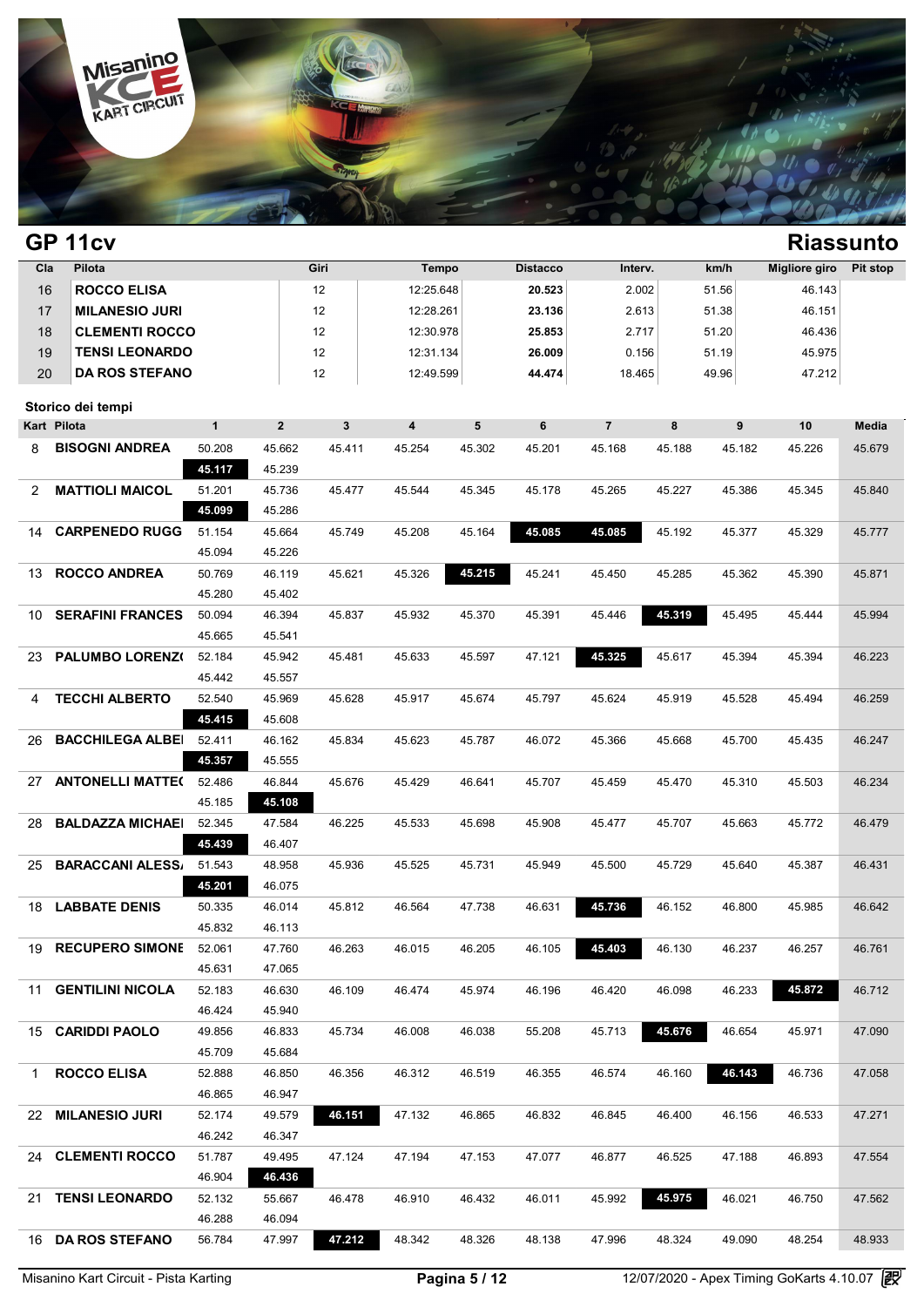## GP 11cv

## Riassunto

| Cla | Pilota | Giri | Tempo | Distacco | Interv. | km/h | Migliore giro | Pit stop |
|---|---|---|---|---|---|---|---|---|
| 16 | ROCCO ELISA | 12 | 12:25.648 | **20.523** | 2.002 | 51.56 | 46.143 | |
| 17 | MILANESIO JURI | 12 | 12:28.261 | **23.136** | 2.613 | 51.38 | 46.151 | |
| 18 | CLEMENTI ROCCO | 12 | 12:30.978 | **25.853** | 2.717 | 51.20 | 46.436 | |
| 19 | TENSI LEONARDO | 12 | 12:31.134 | **26.009** | 0.156 | 51.19 | 45.975 | |
| 20 | DA ROS STEFANO | 12 | 12:49.599 | **44.474** | 18.465 | 49.96 | 47.212 | |

### Storico dei tempi

| Kart | Pilota | 1 | 2 | 3 | 4 | 5 | 6 | 7 | 8 | 9 | 10 | Media |
|---|---|---|---|---|---|---|---|---|---|---|---|---|
| 8 | BISOGNI ANDREA | 50.208 | 45.662 | 45.411 | 45.254 | 45.302 | 45.201 | 45.168 | 45.188 | 45.182 | 45.226 | 45.679 |
| | | **45.117** | 45.239 | | | | | | | | | |
| 2 | MATTIOLI MAICOL | 51.201 | 45.736 | 45.477 | 45.544 | 45.345 | 45.178 | 45.265 | 45.227 | 45.386 | 45.345 | 45.840 |
| | | **45.099** | 45.286 | | | | | | | | | |
| 14 | CARPENEDO RUGG | 51.154 | 45.664 | 45.749 | 45.208 | 45.164 | **45.085** | **45.085** | 45.192 | 45.377 | 45.329 | 45.777 |
| | | 45.094 | 45.226 | | | | | | | | | |
| 13 | ROCCO ANDREA | 50.769 | 46.119 | 45.621 | 45.326 | **45.215** | 45.241 | 45.450 | 45.285 | 45.362 | 45.390 | 45.871 |
| | | 45.280 | 45.402 | | | | | | | | | |
| 10 | SERAFINI FRANCES | 50.094 | 46.394 | 45.837 | 45.932 | 45.370 | 45.391 | 45.446 | **45.319** | 45.495 | 45.444 | 45.994 |
| | | 45.665 | 45.541 | | | | | | | | | |
| 23 | PALUMBO LORENZ( | 52.184 | 45.942 | 45.481 | 45.633 | 45.597 | 47.121 | **45.325** | 45.617 | 45.394 | 45.394 | 46.223 |
| | | 45.442 | 45.557 | | | | | | | | | |
| 4 | TECCHI ALBERTO | 52.540 | 45.969 | 45.628 | 45.917 | 45.674 | 45.797 | 45.624 | 45.919 | 45.528 | 45.494 | 46.259 |
| | | **45.415** | 45.608 | | | | | | | | | |
| 26 | BACCHILEGA ALBEI | 52.411 | 46.162 | 45.834 | 45.623 | 45.787 | 46.072 | 45.366 | 45.668 | 45.700 | 45.435 | 46.247 |
| | | **45.357** | 45.555 | | | | | | | | | |
| 27 | ANTONELLI MATTE( | 52.486 | 46.844 | 45.676 | 45.429 | 46.641 | 45.707 | 45.459 | 45.470 | 45.310 | 45.503 | 46.234 |
| | | 45.185 | **45.108** | | | | | | | | | |
| 28 | BALDAZZA MICHAEI | 52.345 | 47.584 | 46.225 | 45.533 | 45.698 | 45.908 | 45.477 | 45.707 | 45.663 | 45.772 | 46.479 |
| | | **45.439** | 46.407 | | | | | | | | | |
| 25 | BARACCANI ALESS/ | 51.543 | 48.958 | 45.936 | 45.525 | 45.731 | 45.949 | 45.500 | 45.729 | 45.640 | 45.387 | 46.431 |
| | | **45.201** | 46.075 | | | | | | | | | |
| 18 | LABBATE DENIS | 50.335 | 46.014 | 45.812 | 46.564 | 47.738 | 46.631 | **45.736** | 46.152 | 46.800 | 45.985 | 46.642 |
| | | 45.832 | 46.113 | | | | | | | | | |
| 19 | RECUPERO SIMONE | 52.061 | 47.760 | 46.263 | 46.015 | 46.205 | 46.105 | **45.403** | 46.130 | 46.237 | 46.257 | 46.761 |
| | | 45.631 | 47.065 | | | | | | | | | |
| 11 | GENTILINI NICOLA | 52.183 | 46.630 | 46.109 | 46.474 | 45.974 | 46.196 | 46.420 | 46.098 | 46.233 | **45.872** | 46.712 |
| | | 46.424 | 45.940 | | | | | | | | | |
| 15 | CARIDDI PAOLO | 49.856 | 46.833 | 45.734 | 46.008 | 46.038 | 55.208 | 45.713 | **45.676** | 46.654 | 45.971 | 47.090 |
| | | 45.709 | 45.684 | | | | | | | | | |
| 1 | ROCCO ELISA | 52.888 | 46.850 | 46.356 | 46.312 | 46.519 | 46.355 | 46.574 | 46.160 | **46.143** | 46.736 | 47.058 |
| | | 46.865 | 46.947 | | | | | | | | | |
| 22 | MILANESIO JURI | 52.174 | 49.579 | **46.151** | 47.132 | 46.865 | 46.832 | 46.845 | 46.400 | 46.156 | 46.533 | 47.271 |
| | | 46.242 | 46.347 | | | | | | | | | |
| 24 | CLEMENTI ROCCO | 51.787 | 49.495 | 47.124 | 47.194 | 47.153 | 47.077 | 46.877 | 46.525 | 47.188 | 46.893 | 47.554 |
| | | 46.904 | **46.436** | | | | | | | | | |
| 21 | TENSI LEONARDO | 52.132 | 55.667 | 46.478 | 46.910 | 46.432 | 46.011 | 45.992 | **45.975** | 46.021 | 46.750 | 47.562 |
| | | 46.288 | 46.094 | | | | | | | | | |
| 16 | DA ROS STEFANO | 56.784 | 47.997 | **47.212** | 48.342 | 48.326 | 48.138 | 47.996 | 48.324 | 49.090 | 48.254 | 48.933 |

Misanino Kart Circuit - Pista Karting — 12/07/2020 - Apex Timing GoKarts 4.10.07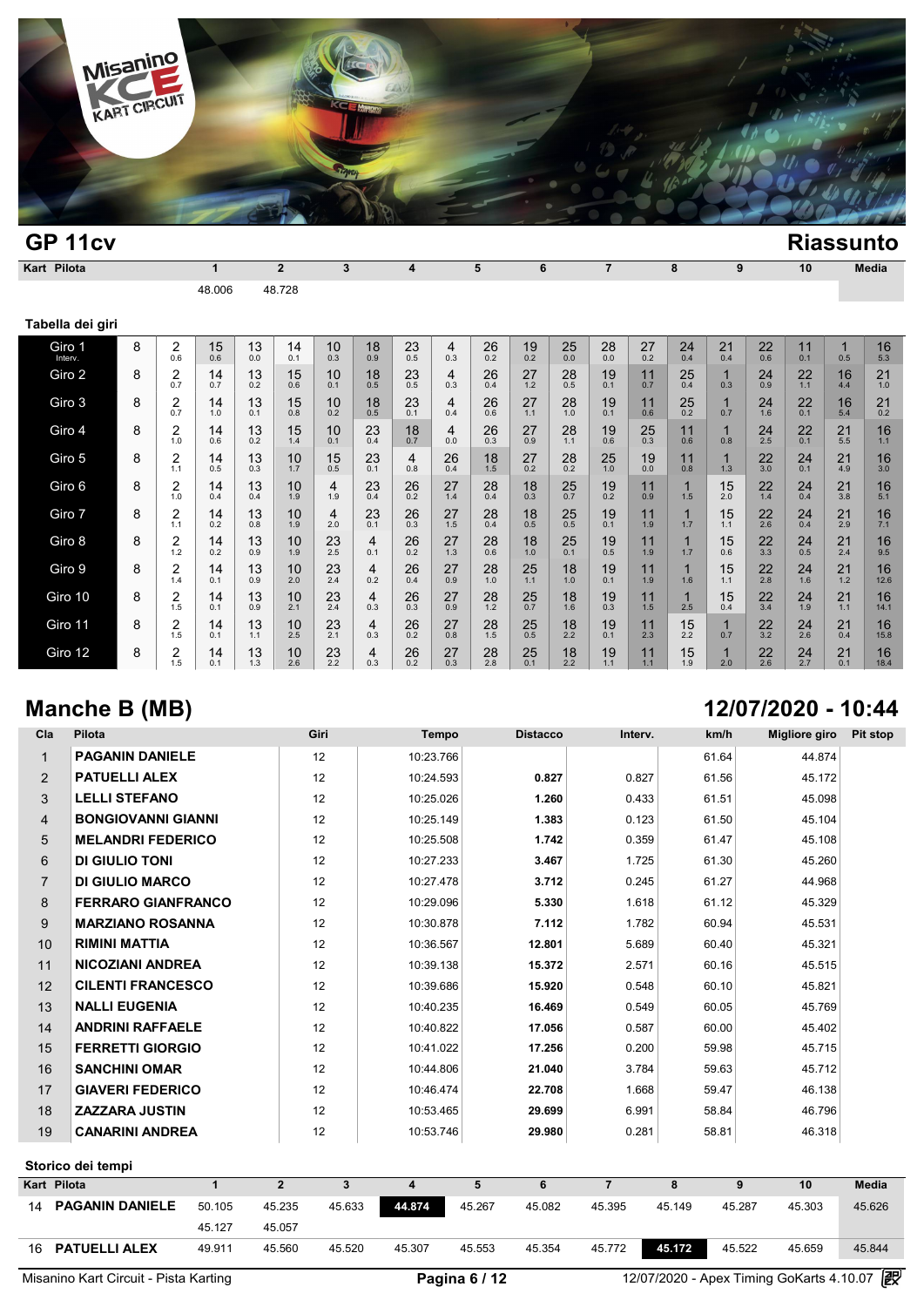## GP 11cv

**Riassunto**

| Kart | Pilota | 1 | 2 | 3 | 4 | 5 | 6 | 7 | 8 | 9 | 10 | Media |
|---|---|---|---|---|---|---|---|---|---|---|---|---|
| | | 48.006 | 48.728 | | | | | | | | | |

### Tabella dei giri

| Giro | | | | | | | | | | | | | | | | | | | | | |
|---|---|---|---|---|---|---|---|---|---|---|---|---|---|---|---|---|---|---|---|---|---|
| Giro 1 Interv. | 8 | 2 0.6 | 15 0.6 | 13 0.0 | 14 0.1 | 10 0.3 | 18 0.9 | 23 0.5 | 4 0.3 | 26 0.2 | 19 0.2 | 25 0.0 | 28 0.0 | 27 0.2 | 24 0.4 | 21 0.4 | 22 0.6 | 11 0.1 | 1 0.5 | 16 5.3 |
| Giro 2 | 8 | 2 0.7 | 14 0.7 | 13 0.2 | 15 0.6 | 10 0.1 | 18 0.5 | 23 0.5 | 4 0.3 | 26 0.4 | 27 1.2 | 28 0.5 | 19 0.1 | 11 0.7 | 25 0.4 | 1 0.3 | 24 0.9 | 22 1.1 | 16 4.4 | 21 1.0 |
| Giro 3 | 8 | 2 0.7 | 14 1.0 | 13 0.1 | 15 0.8 | 10 0.2 | 18 0.5 | 23 0.1 | 4 0.4 | 26 0.6 | 27 1.1 | 28 1.0 | 19 0.1 | 11 0.6 | 25 0.2 | 1 0.7 | 24 1.0 | 22 0.1 | 16 5.4 | 21 0.2 |
| Giro 4 | 8 | 2 1.0 | 14 0.6 | 13 0.2 | 15 1.4 | 10 0.1 | 23 0.4 | 18 0.7 | 4 0.0 | 26 0.3 | 27 0.9 | 28 1.1 | 19 0.6 | 25 0.3 | 11 0.6 | 1 0.8 | 24 1.6 | 22 0.1 | 21 5.5 | 16 1.1 |
| Giro 5 | 8 | 2 1.1 | 14 0.5 | 13 0.3 | 10 1.7 | 15 0.5 | 23 0.1 | 4 0.8 | 26 0.4 | 18 1.5 | 27 0.2 | 28 0.2 | 25 1.0 | 19 0.0 | 11 0.8 | 1 1.3 | 22 2.5 | 24 0.1 | 21 4.9 | 16 3.0 |
| Giro 6 | 8 | 2 1.0 | 14 0.4 | 13 0.4 | 10 1.9 | 4 1.9 | 23 0.4 | 26 0.2 | 27 1.4 | 28 0.4 | 18 0.3 | 25 0.7 | 19 0.2 | 11 0.9 | 1 1.5 | 15 2.0 | 22 3.0 | 24 0.4 | 21 3.8 | 16 5.1 |
| Giro 7 | 8 | 2 1.1 | 14 0.2 | 13 0.8 | 10 1.9 | 4 2.0 | 23 0.1 | 26 0.3 | 27 1.5 | 28 0.4 | 18 0.5 | 25 0.5 | 19 0.1 | 11 1.9 | 1 1.7 | 15 1.1 | 22 2.6 | 24 0.4 | 21 2.9 | 16 7.1 |
| Giro 8 | 8 | 2 1.2 | 14 0.2 | 13 0.9 | 10 1.9 | 23 2.5 | 4 0.1 | 26 0.2 | 27 1.3 | 28 0.6 | 18 1.0 | 25 0.1 | 19 0.5 | 11 1.9 | 1 1.7 | 15 0.6 | 22 3.3 | 24 0.5 | 21 2.4 | 16 9.5 |
| Giro 9 | 8 | 2 1.4 | 14 0.1 | 13 0.9 | 10 2.0 | 23 2.4 | 4 0.2 | 26 0.4 | 27 0.9 | 28 1.0 | 25 1.1 | 18 1.0 | 19 0.1 | 11 1.9 | 1 1.6 | 15 1.1 | 22 2.8 | 24 1.6 | 21 1.2 | 16 12.6 |
| Giro 10 | 8 | 2 1.5 | 14 0.1 | 13 0.9 | 10 2.1 | 23 2.4 | 4 0.3 | 26 0.3 | 27 0.9 | 28 1.2 | 25 0.7 | 18 1.6 | 19 0.3 | 11 1.5 | 1 2.5 | 15 0.4 | 22 3.4 | 24 1.9 | 21 1.1 | 16 14.1 |
| Giro 11 | 8 | 2 1.5 | 14 0.1 | 13 1.1 | 10 2.5 | 23 2.1 | 4 0.3 | 26 0.2 | 27 0.8 | 28 1.5 | 25 0.5 | 18 2.2 | 19 0.1 | 11 2.3 | 15 2.2 | 1 0.7 | 22 3.2 | 24 2.6 | 21 0.4 | 16 15.8 |
| Giro 12 | 8 | 2 1.5 | 14 0.1 | 13 1.3 | 10 2.6 | 23 2.2 | 4 0.3 | 26 0.2 | 27 0.3 | 28 2.8 | 25 0.1 | 18 2.2 | 19 1.1 | 11 1.1 | 15 1.9 | 1 2.0 | 22 2.6 | 24 2.7 | 21 0.1 | 16 18.4 |

## Manche B (MB)

**12/07/2020 - 10:44**

| Cla | Pilota | Giri | Tempo | Distacco | Interv. | km/h | Migliore giro | Pit stop |
|---|---|---|---|---|---|---|---|---|
| 1 | **PAGANIN DANIELE** | 12 | 10:23.766 | | | 61.64 | 44.874 | |
| 2 | **PATUELLI ALEX** | 12 | 10:24.593 | **0.827** | 0.827 | 61.56 | 45.172 | |
| 3 | **LELLI STEFANO** | 12 | 10:25.026 | **1.260** | 0.433 | 61.51 | 45.098 | |
| 4 | **BONGIOVANNI GIANNI** | 12 | 10:25.149 | **1.383** | 0.123 | 61.50 | 45.104 | |
| 5 | **MELANDRI FEDERICO** | 12 | 10:25.508 | **1.742** | 0.359 | 61.47 | 45.108 | |
| 6 | **DI GIULIO TONI** | 12 | 10:27.233 | **3.467** | 1.725 | 61.30 | 45.260 | |
| 7 | **DI GIULIO MARCO** | 12 | 10:27.478 | **3.712** | 0.245 | 61.27 | 44.968 | |
| 8 | **FERRARO GIANFRANCO** | 12 | 10:29.096 | **5.330** | 1.618 | 61.12 | 45.329 | |
| 9 | **MARZIANO ROSANNA** | 12 | 10:30.878 | **7.112** | 1.782 | 60.94 | 45.531 | |
| 10 | **RIMINI MATTIA** | 12 | 10:36.567 | **12.801** | 5.689 | 60.40 | 45.321 | |
| 11 | **NICOZIANI ANDREA** | 12 | 10:39.138 | **15.372** | 2.571 | 60.16 | 45.515 | |
| 12 | **CILENTI FRANCESCO** | 12 | 10:39.686 | **15.920** | 0.548 | 60.10 | 45.821 | |
| 13 | **NALLI EUGENIA** | 12 | 10:40.235 | **16.469** | 0.549 | 60.05 | 45.769 | |
| 14 | **ANDRINI RAFFAELE** | 12 | 10:40.822 | **17.056** | 0.587 | 60.00 | 45.402 | |
| 15 | **FERRETTI GIORGIO** | 12 | 10:41.022 | **17.256** | 0.200 | 59.98 | 45.715 | |
| 16 | **SANCHINI OMAR** | 12 | 10:44.806 | **21.040** | 3.784 | 59.63 | 45.712 | |
| 17 | **GIAVERI FEDERICO** | 12 | 10:46.474 | **22.708** | 1.668 | 59.47 | 46.138 | |
| 18 | **ZAZZARA JUSTIN** | 12 | 10:53.465 | **29.699** | 6.991 | 58.84 | 46.796 | |
| 19 | **CANARINI ANDREA** | 12 | 10:53.746 | **29.980** | 0.281 | 58.81 | 46.318 | |

### Storico dei tempi

| Kart | Pilota | 1 | 2 | 3 | 4 | 5 | 6 | 7 | 8 | 9 | 10 | Media |
|---|---|---|---|---|---|---|---|---|---|---|---|---|
| 14 | **PAGANIN DANIELE** | 50.105 | 45.235 | 45.633 | **44.874** | 45.267 | 45.082 | 45.395 | 45.149 | 45.287 | 45.303 | 45.626 |
| | | 45.127 | 45.057 | | | | | | | | | |
| 16 | **PATUELLI ALEX** | 49.911 | 45.560 | 45.520 | 45.307 | 45.553 | 45.354 | 45.772 | **45.172** | 45.522 | 45.659 | 45.844 |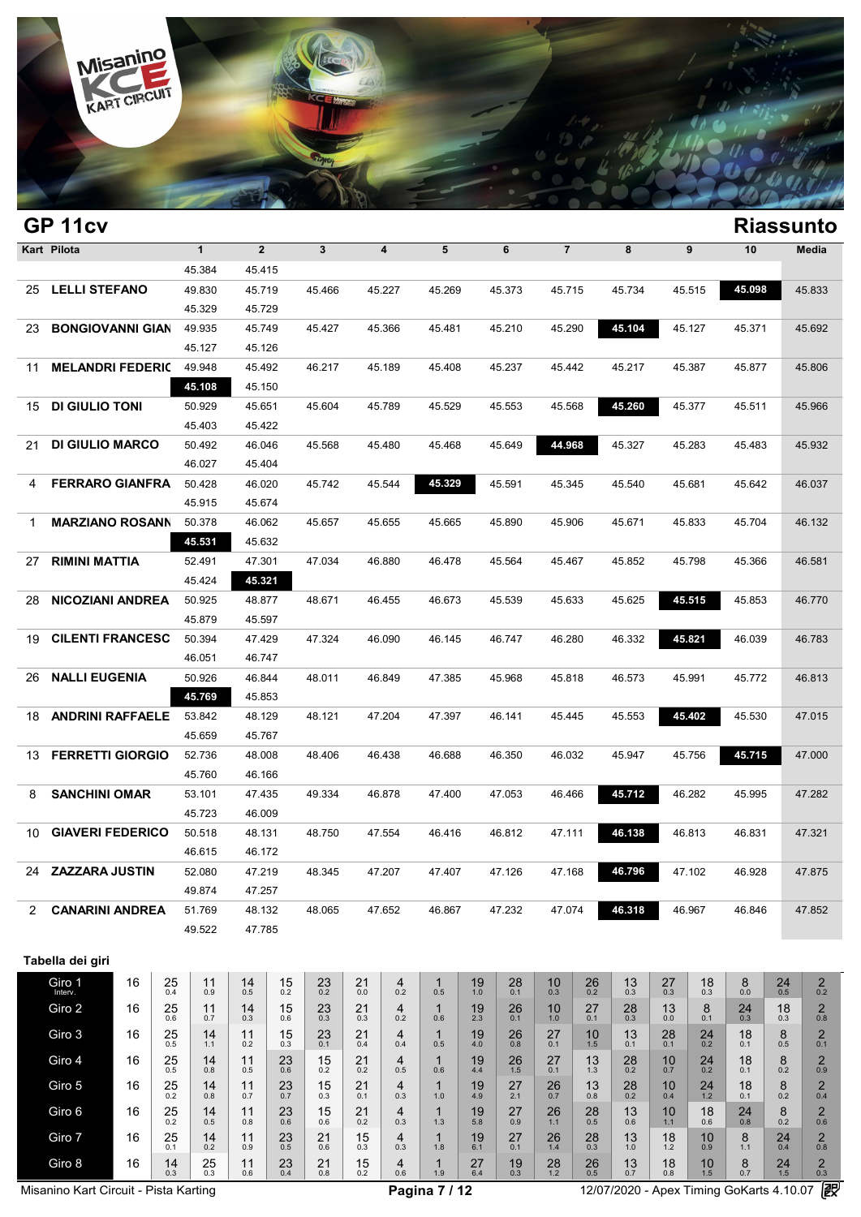# GP 11cv

## Riassunto

| Kart | Pilota | 1 | 2 | 3 | 4 | 5 | 6 | 7 | 8 | 9 | 10 | Media |
|---|---|---|---|---|---|---|---|---|---|---|---|---|
| | | 45.384 | 45.415 | | | | | | | | | |
| 25 | LELLI STEFANO | 49.830 | 45.719 | 45.466 | 45.227 | 45.269 | 45.373 | 45.715 | 45.734 | 45.515 | **45.098** | 45.833 |
| | | 45.329 | 45.729 | | | | | | | | | |
| 23 | BONGIOVANNI GIAN | 49.935 | 45.749 | 45.427 | 45.366 | 45.481 | 45.210 | 45.290 | **45.104** | 45.127 | 45.371 | 45.692 |
| | | 45.127 | 45.126 | | | | | | | | | |
| 11 | MELANDRI FEDERIC | 49.948 | 45.492 | 46.217 | 45.189 | 45.408 | 45.237 | 45.442 | 45.217 | 45.387 | 45.877 | 45.806 |
| | | **45.108** | 45.150 | | | | | | | | | |
| 15 | DI GIULIO TONI | 50.929 | 45.651 | 45.604 | 45.789 | 45.529 | 45.553 | 45.568 | **45.260** | 45.377 | 45.511 | 45.966 |
| | | 45.403 | 45.422 | | | | | | | | | |
| 21 | DI GIULIO MARCO | 50.492 | 46.046 | 45.568 | 45.480 | 45.468 | 45.649 | **44.968** | 45.327 | 45.283 | 45.483 | 45.932 |
| | | 46.027 | 45.404 | | | | | | | | | |
| 4 | FERRARO GIANFRA | 50.428 | 46.020 | 45.742 | 45.544 | **45.329** | 45.591 | 45.345 | 45.540 | 45.681 | 45.642 | 46.037 |
| | | 45.915 | 45.674 | | | | | | | | | |
| 1 | MARZIANO ROSANN | 50.378 | 46.062 | 45.657 | 45.655 | 45.665 | 45.890 | 45.906 | 45.671 | 45.833 | 45.704 | 46.132 |
| | | **45.531** | 45.632 | | | | | | | | | |
| 27 | RIMINI MATTIA | 52.491 | 47.301 | 47.034 | 46.880 | 46.478 | 45.564 | 45.467 | 45.852 | 45.798 | 45.366 | 46.581 |
| | | 45.424 | **45.321** | | | | | | | | | |
| 28 | NICOZIANI ANDREA | 50.925 | 48.877 | 48.671 | 46.455 | 46.673 | 45.539 | 45.633 | 45.625 | **45.515** | 45.853 | 46.770 |
| | | 45.879 | 45.597 | | | | | | | | | |
| 19 | CILENTI FRANCESC | 50.394 | 47.429 | 47.324 | 46.090 | 46.145 | 46.747 | 46.280 | 46.332 | **45.821** | 46.039 | 46.783 |
| | | 46.051 | 46.747 | | | | | | | | | |
| 26 | NALLI EUGENIA | 50.926 | 46.844 | 48.011 | 46.849 | 47.385 | 45.968 | 45.818 | 46.573 | 45.991 | 45.772 | 46.813 |
| | | **45.769** | 45.853 | | | | | | | | | |
| 18 | ANDRINI RAFFAELE | 53.842 | 48.129 | 48.121 | 47.204 | 47.397 | 46.141 | 45.445 | 45.553 | **45.402** | 45.530 | 47.015 |
| | | 45.659 | 45.767 | | | | | | | | | |
| 13 | FERRETTI GIORGIO | 52.736 | 48.008 | 48.406 | 46.438 | 46.688 | 46.350 | 46.032 | 45.947 | 45.756 | **45.715** | 47.000 |
| | | 45.760 | 46.166 | | | | | | | | | |
| 8 | SANCHINI OMAR | 53.101 | 47.435 | 49.334 | 46.878 | 47.400 | 47.053 | 46.466 | **45.712** | 46.282 | 45.995 | 47.282 |
| | | 45.723 | 46.009 | | | | | | | | | |
| 10 | GIAVERI FEDERICO | 50.518 | 48.131 | 48.750 | 47.554 | 46.416 | 46.812 | 47.111 | **46.138** | 46.813 | 46.831 | 47.321 |
| | | 46.615 | 46.172 | | | | | | | | | |
| 24 | ZAZZARA JUSTIN | 52.080 | 47.219 | 48.345 | 47.207 | 47.407 | 47.126 | 47.168 | **46.796** | 47.102 | 46.928 | 47.875 |
| | | 49.874 | 47.257 | | | | | | | | | |
| 2 | CANARINI ANDREA | 51.769 | 48.132 | 48.065 | 47.652 | 46.867 | 47.232 | 47.074 | **46.318** | 46.967 | 46.846 | 47.852 |
| | | 49.522 | 47.785 | | | | | | | | | |

### Tabella dei giri

| Giro | | | | | | | | | | | | | | | | | | | |
|---|---|---|---|---|---|---|---|---|---|---|---|---|---|---|---|---|---|---|---|
| Giro 1 Interv. | 16 | 25 0.4 | 11 0.9 | 14 0.5 | 15 0.2 | 23 0.2 | 21 0.0 | 4 0.2 | 1 0.5 | 19 1.0 | 28 0.1 | 10 0.3 | 26 0.2 | 13 0.3 | 27 0.3 | 18 0.3 | 8 0.0 | 24 0.5 | 2 0.2 |
| Giro 2 | 16 | 25 0.6 | 11 0.7 | 14 0.3 | 15 0.6 | 23 0.3 | 21 0.3 | 4 0.2 | 1 0.6 | 19 2.3 | 26 0.1 | 10 1.0 | 27 0.1 | 28 0.3 | 13 0.0 | 8 0.1 | 24 0.3 | 18 0.3 | 2 0.8 |
| Giro 3 | 16 | 25 0.5 | 14 1.1 | 11 0.2 | 15 0.3 | 23 0.1 | 21 0.4 | 4 0.4 | 1 0.5 | 19 4.0 | 26 0.8 | 27 0.1 | 10 1.5 | 13 0.1 | 28 0.1 | 24 0.2 | 18 0.1 | 8 0.5 | 2 0.1 |
| Giro 4 | 16 | 25 0.5 | 14 0.8 | 11 0.5 | 23 0.6 | 15 0.2 | 21 0.2 | 4 0.5 | 1 0.6 | 19 4.4 | 26 1.5 | 27 0.1 | 13 1.3 | 28 0.2 | 10 0.7 | 24 0.2 | 18 0.1 | 8 0.2 | 2 0.9 |
| Giro 5 | 16 | 25 0.2 | 14 0.8 | 11 0.7 | 23 0.7 | 15 0.3 | 21 0.1 | 4 0.3 | 1 1.0 | 19 4.9 | 27 2.1 | 26 0.7 | 13 0.8 | 28 0.2 | 10 0.4 | 24 1.2 | 18 0.1 | 8 0.2 | 2 0.4 |
| Giro 6 | 16 | 25 0.2 | 14 0.5 | 11 0.8 | 23 0.6 | 15 0.6 | 21 0.2 | 4 0.3 | 1 1.3 | 19 5.8 | 27 0.9 | 26 1.1 | 28 0.5 | 13 0.6 | 10 1.1 | 18 0.6 | 24 0.8 | 8 0.2 | 2 0.6 |
| Giro 7 | 16 | 25 0.1 | 14 0.2 | 11 0.9 | 23 0.5 | 21 0.6 | 15 0.3 | 4 0.3 | 1 1.8 | 19 6.1 | 27 0.1 | 26 1.4 | 28 0.3 | 13 1.0 | 18 1.2 | 10 0.9 | 8 1.1 | 24 0.4 | 2 0.8 |
| Giro 8 | 16 | 14 0.3 | 25 0.3 | 11 0.6 | 23 0.4 | 21 0.8 | 15 0.2 | 4 0.6 | 1 1.9 | 27 6.4 | 19 0.3 | 28 1.2 | 26 0.5 | 13 0.7 | 18 0.8 | 10 1.5 | 8 0.7 | 24 1.5 | 2 0.3 |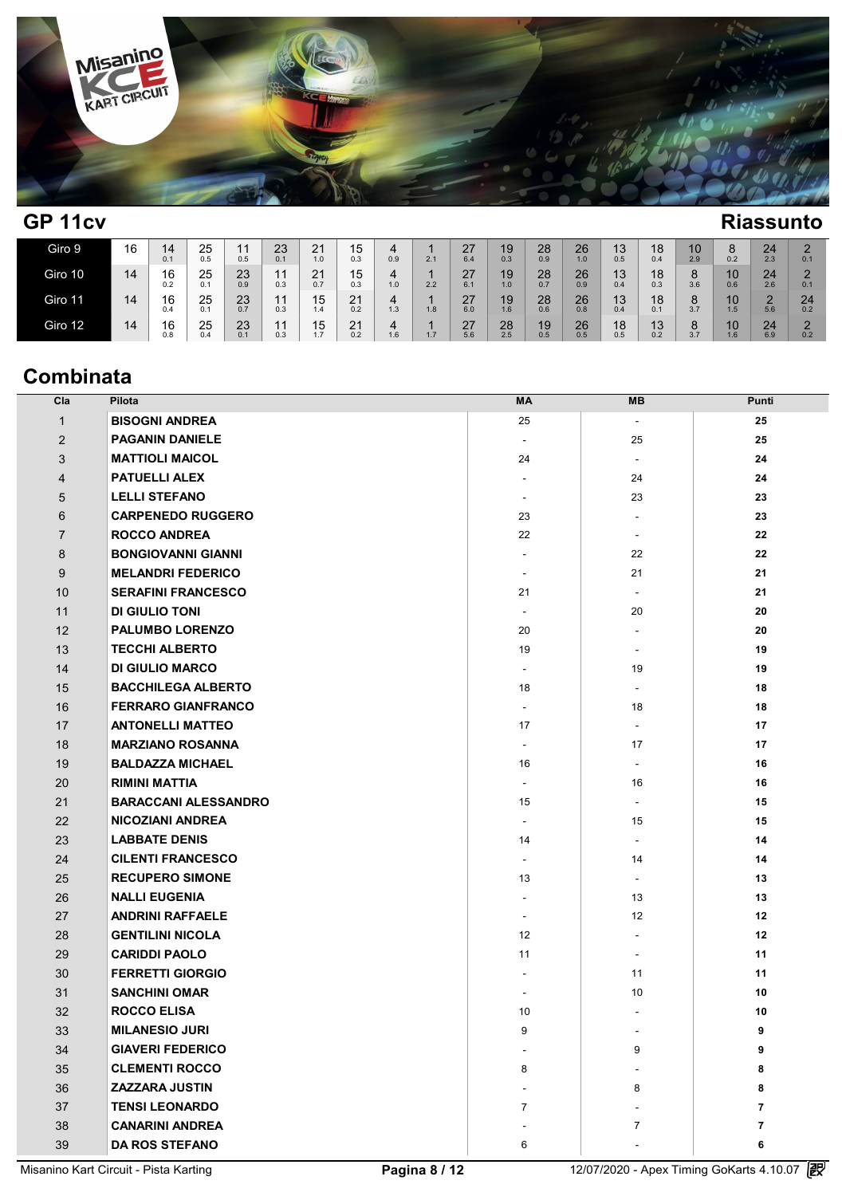## GP 11cv

## Riassunto

| | | | | | | | | | | | | | | | | | | |
|---|---|---|---|---|---|---|---|---|---|---|---|---|---|---|---|---|---|---|
| Giro 9 | 16 | 14 0.1 | 25 0.5 | 11 0.5 | 23 0.1 | 21 1.0 | 15 0.3 | 4 0.9 | 1 2.1 | 27 6.4 | 19 0.3 | 28 0.9 | 26 1.0 | 13 0.5 | 18 0.4 | 10 2.9 | 8 0.2 | 24 2.3 | 2 0.1 |
| Giro 10 | 14 | 16 0.2 | 25 0.1 | 23 0.9 | 11 0.3 | 21 0.7 | 15 0.3 | 4 1.0 | 1 2.2 | 27 6.1 | 19 1.0 | 28 0.7 | 26 0.9 | 13 0.4 | 18 0.3 | 8 3.6 | 10 0.6 | 24 2.6 | 2 0.1 |
| Giro 11 | 14 | 16 0.4 | 25 0.1 | 23 0.7 | 11 0.3 | 15 1.4 | 21 0.2 | 4 1.3 | 1 1.8 | 27 6.0 | 19 1.6 | 28 0.6 | 26 0.8 | 13 0.4 | 18 0.1 | 8 3.7 | 10 1.5 | 2 5.6 | 24 0.2 |
| Giro 12 | 14 | 16 0.8 | 25 0.4 | 23 0.1 | 11 0.3 | 15 1.7 | 21 0.2 | 4 1.6 | 1 1.7 | 27 5.6 | 28 2.5 | 19 0.5 | 26 0.5 | 18 0.5 | 13 0.2 | 8 3.7 | 10 1.6 | 24 6.9 | 2 0.2 |

## Combinata

| Cla | Pilota | MA | MB | Punti |
|---|---|---|---|---|
| 1 | **BISOGNI ANDREA** | 25 | - | **25** |
| 2 | **PAGANIN DANIELE** | - | 25 | **25** |
| 3 | **MATTIOLI MAICOL** | 24 | - | **24** |
| 4 | **PATUELLI ALEX** | - | 24 | **24** |
| 5 | **LELLI STEFANO** | - | 23 | **23** |
| 6 | **CARPENEDO RUGGERO** | 23 | - | **23** |
| 7 | **ROCCO ANDREA** | 22 | - | **22** |
| 8 | **BONGIOVANNI GIANNI** | - | 22 | **22** |
| 9 | **MELANDRI FEDERICO** | - | 21 | **21** |
| 10 | **SERAFINI FRANCESCO** | 21 | - | **21** |
| 11 | **DI GIULIO TONI** | - | 20 | **20** |
| 12 | **PALUMBO LORENZO** | 20 | - | **20** |
| 13 | **TECCHI ALBERTO** | 19 | - | **19** |
| 14 | **DI GIULIO MARCO** | - | 19 | **19** |
| 15 | **BACCHILEGA ALBERTO** | 18 | - | **18** |
| 16 | **FERRARO GIANFRANCO** | - | 18 | **18** |
| 17 | **ANTONELLI MATTEO** | 17 | - | **17** |
| 18 | **MARZIANO ROSANNA** | - | 17 | **17** |
| 19 | **BALDAZZA MICHAEL** | 16 | - | **16** |
| 20 | **RIMINI MATTIA** | - | 16 | **16** |
| 21 | **BARACCANI ALESSANDRO** | 15 | - | **15** |
| 22 | **NICOZIANI ANDREA** | - | 15 | **15** |
| 23 | **LABBATE DENIS** | 14 | - | **14** |
| 24 | **CILENTI FRANCESCO** | - | 14 | **14** |
| 25 | **RECUPERO SIMONE** | 13 | - | **13** |
| 26 | **NALLI EUGENIA** | - | 13 | **13** |
| 27 | **ANDRINI RAFFAELE** | - | 12 | **12** |
| 28 | **GENTILINI NICOLA** | 12 | - | **12** |
| 29 | **CARIDDI PAOLO** | 11 | - | **11** |
| 30 | **FERRETTI GIORGIO** | - | 11 | **11** |
| 31 | **SANCHINI OMAR** | - | 10 | **10** |
| 32 | **ROCCO ELISA** | 10 | - | **10** |
| 33 | **MILANESIO JURI** | 9 | - | **9** |
| 34 | **GIAVERI FEDERICO** | - | 9 | **9** |
| 35 | **CLEMENTI ROCCO** | 8 | - | **8** |
| 36 | **ZAZZARA JUSTIN** | - | 8 | **8** |
| 37 | **TENSI LEONARDO** | 7 | - | **7** |
| 38 | **CANARINI ANDREA** | - | 7 | **7** |
| 39 | **DA ROS STEFANO** | 6 | - | **6** |

Misanino Kart Circuit - Pista Karting — 12/07/2020 - Apex Timing GoKarts 4.10.07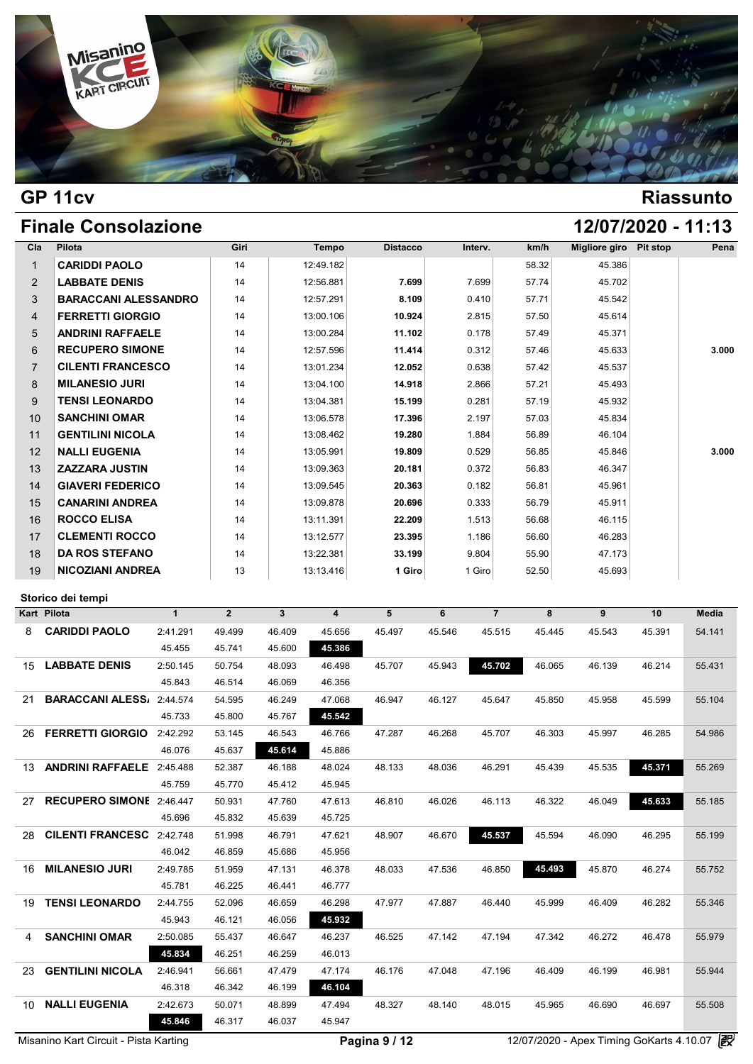## GP 11cv — Riassunto

## Finale Consolazione — 12/07/2020 - 11:13

| Cla | Pilota | Giri | Tempo | Distacco | Interv. | km/h | Migliore giro | Pit stop | Pena |
|---|---|---|---|---|---|---|---|---|---|
| 1 | CARIDDI PAOLO | 14 | 12:49.182 | | | 58.32 | 45.386 | | |
| 2 | LABBATE DENIS | 14 | 12:56.881 | 7.699 | 7.699 | 57.74 | 45.702 | | |
| 3 | BARACCANI ALESSANDRO | 14 | 12:57.291 | 8.109 | 0.410 | 57.71 | 45.542 | | |
| 4 | FERRETTI GIORGIO | 14 | 13:00.106 | 10.924 | 2.815 | 57.50 | 45.614 | | |
| 5 | ANDRINI RAFFAELE | 14 | 13:00.284 | 11.102 | 0.178 | 57.49 | 45.371 | | |
| 6 | RECUPERO SIMONE | 14 | 12:57.596 | 11.414 | 0.312 | 57.46 | 45.633 | | 3.000 |
| 7 | CILENTI FRANCESCO | 14 | 13:01.234 | 12.052 | 0.638 | 57.42 | 45.537 | | |
| 8 | MILANESIO JURI | 14 | 13:04.100 | 14.918 | 2.866 | 57.21 | 45.493 | | |
| 9 | TENSI LEONARDO | 14 | 13:04.381 | 15.199 | 0.281 | 57.19 | 45.932 | | |
| 10 | SANCHINI OMAR | 14 | 13:06.578 | 17.396 | 2.197 | 57.03 | 45.834 | | |
| 11 | GENTILINI NICOLA | 14 | 13:08.462 | 19.280 | 1.884 | 56.89 | 46.104 | | |
| 12 | NALLI EUGENIA | 14 | 13:05.991 | 19.809 | 0.529 | 56.85 | 45.846 | | 3.000 |
| 13 | ZAZZARA JUSTIN | 14 | 13:09.363 | 20.181 | 0.372 | 56.83 | 46.347 | | |
| 14 | GIAVERI FEDERICO | 14 | 13:09.545 | 20.363 | 0.182 | 56.81 | 45.961 | | |
| 15 | CANARINI ANDREA | 14 | 13:09.878 | 20.696 | 0.333 | 56.79 | 45.911 | | |
| 16 | ROCCO ELISA | 14 | 13:11.391 | 22.209 | 1.513 | 56.68 | 46.115 | | |
| 17 | CLEMENTI ROCCO | 14 | 13:12.577 | 23.395 | 1.186 | 56.60 | 46.283 | | |
| 18 | DA ROS STEFANO | 14 | 13:22.381 | 33.199 | 9.804 | 55.90 | 47.173 | | |
| 19 | NICOZIANI ANDREA | 13 | 13:13.416 | 1 Giro | 1 Giro | 52.50 | 45.693 | | |

### Storico dei tempi

| Kart | Pilota | 1 | 2 | 3 | 4 | 5 | 6 | 7 | 8 | 9 | 10 | Media |
|---|---|---|---|---|---|---|---|---|---|---|---|---|
| 8 | CARIDDI PAOLO | 2:41.291 | 49.499 | 46.409 | 45.656 | 45.497 | 45.546 | 45.515 | 45.445 | 45.543 | 45.391 | 54.141 |
| | | 45.455 | 45.741 | 45.600 | **45.386** | | | | | | | |
| 15 | LABBATE DENIS | 2:50.145 | 50.754 | 48.093 | 46.498 | 45.707 | 45.943 | **45.702** | 46.065 | 46.139 | 46.214 | 55.431 |
| | | 45.843 | 46.514 | 46.069 | 46.356 | | | | | | | |
| 21 | BARACCANI ALESS/ | 2:44.574 | 54.595 | 46.249 | 47.068 | 46.947 | 46.127 | 45.647 | 45.850 | 45.958 | 45.599 | 55.104 |
| | | 45.733 | 45.800 | 45.767 | **45.542** | | | | | | | |
| 26 | FERRETTI GIORGIO | 2:42.292 | 53.145 | 46.543 | 46.766 | 47.287 | 46.268 | 45.707 | 46.303 | 45.997 | 46.285 | 54.986 |
| | | 46.076 | 45.637 | **45.614** | 45.886 | | | | | | | |
| 13 | ANDRINI RAFFAELE | 2:45.488 | 52.387 | 46.188 | 48.024 | 48.133 | 48.036 | 46.291 | 45.439 | 45.535 | **45.371** | 55.269 |
| | | 45.759 | 45.770 | 45.412 | 45.945 | | | | | | | |
| 27 | RECUPERO SIMONE | 2:46.447 | 50.931 | 47.760 | 47.613 | 46.810 | 46.026 | 46.113 | 46.322 | 46.049 | **45.633** | 55.185 |
| | | 45.696 | 45.832 | 45.639 | 45.725 | | | | | | | |
| 28 | CILENTI FRANCESC | 2:42.748 | 51.998 | 46.791 | 47.621 | 48.907 | 46.670 | **45.537** | 45.594 | 46.090 | 46.295 | 55.199 |
| | | 46.042 | 46.859 | 45.686 | 45.956 | | | | | | | |
| 16 | MILANESIO JURI | 2:49.785 | 51.959 | 47.131 | 46.378 | 48.033 | 47.536 | 46.850 | **45.493** | 45.870 | 46.274 | 55.752 |
| | | 45.781 | 46.225 | 46.441 | 46.777 | | | | | | | |
| 19 | TENSI LEONARDO | 2:44.755 | 52.096 | 46.659 | 46.298 | 47.977 | 47.887 | 46.440 | 45.999 | 46.409 | 46.282 | 55.346 |
| | | 45.943 | 46.121 | 46.056 | **45.932** | | | | | | | |
| 4 | SANCHINI OMAR | 2:50.085 | 55.437 | 46.647 | 46.237 | 46.525 | 47.142 | 47.194 | 47.342 | 46.272 | 46.478 | 55.979 |
| | | **45.834** | 46.251 | 46.259 | 46.013 | | | | | | | |
| 23 | GENTILINI NICOLA | 2:46.941 | 56.661 | 47.479 | 47.174 | 46.176 | 47.048 | 47.196 | 46.409 | 46.199 | 46.981 | 55.944 |
| | | 46.318 | 46.342 | 46.199 | **46.104** | | | | | | | |
| 10 | NALLI EUGENIA | 2:42.673 | 50.071 | 48.899 | 47.494 | 48.327 | 48.140 | 48.015 | 45.965 | 46.690 | 46.697 | 55.508 |
| | | **45.846** | 46.317 | 46.037 | 45.947 | | | | | | | |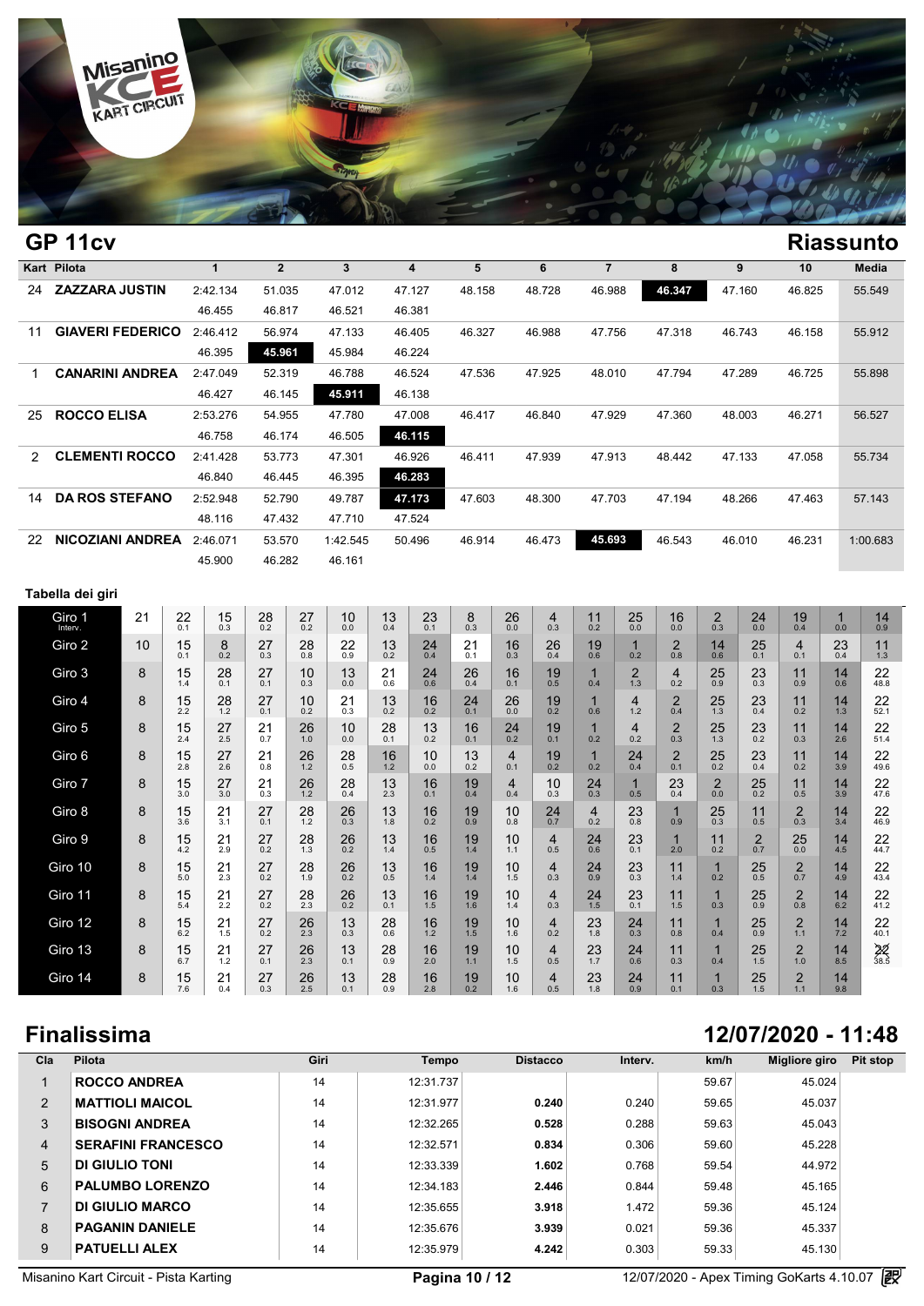## GP 11cv

## Riassunto

| Kart | Pilota | 1 | 2 | 3 | 4 | 5 | 6 | 7 | 8 | 9 | 10 | Media |
|---|---|---|---|---|---|---|---|---|---|---|---|---|
| 24 | **ZAZZARA JUSTIN** | 2:42.134 | 51.035 | 47.012 | 47.127 | 48.158 | 48.728 | 46.988 | **46.347** | 47.160 | 46.825 | 55.549 |
| | | 46.455 | 46.817 | 46.521 | 46.381 | | | | | | | |
| 11 | **GIAVERI FEDERICO** | 2:46.412 | 56.974 | 47.133 | 46.405 | 46.327 | 46.988 | 47.756 | 47.318 | 46.743 | 46.158 | 55.912 |
| | | 46.395 | **45.961** | 45.984 | 46.224 | | | | | | | |
| 1 | **CANARINI ANDREA** | 2:47.049 | 52.319 | 46.788 | 46.524 | 47.536 | 47.925 | 48.010 | 47.794 | 47.289 | 46.725 | 55.898 |
| | | 46.427 | 46.145 | **45.911** | 46.138 | | | | | | | |
| 25 | **ROCCO ELISA** | 2:53.276 | 54.955 | 47.780 | 47.008 | 46.417 | 46.840 | 47.929 | 47.360 | 48.003 | 46.271 | 56.527 |
| | | 46.758 | 46.174 | 46.505 | **46.115** | | | | | | | |
| 2 | **CLEMENTI ROCCO** | 2:41.428 | 53.773 | 47.301 | 46.926 | 46.411 | 47.939 | 47.913 | 48.442 | 47.133 | 47.058 | 55.734 |
| | | 46.840 | 46.445 | 46.395 | **46.283** | | | | | | | |
| 14 | **DA ROS STEFANO** | 2:52.948 | 52.790 | 49.787 | **47.173** | 47.603 | 48.300 | 47.703 | 47.194 | 48.266 | 47.463 | 57.143 |
| | | 48.116 | 47.432 | 47.710 | 47.524 | | | | | | | |
| 22 | **NICOZIANI ANDREA** | 2:46.071 | 53.570 | 1:42.545 | 50.496 | 46.914 | 46.473 | **45.693** | 46.543 | 46.010 | 46.231 | 1:00.683 |
| | | 45.900 | 46.282 | 46.161 | | | | | | | | |

### Tabella dei giri

| Giro | | | | | | | | | | | | | | | | | | | | |
|---|---|---|---|---|---|---|---|---|---|---|---|---|---|---|---|---|---|---|---|---|
| Giro 1 Interv. | 21 | 22 0.1 | 15 0.3 | 28 0.2 | 27 0.2 | 10 0.0 | 13 0.4 | 23 0.1 | 8 0.3 | 26 0.0 | 4 0.3 | 11 0.2 | 25 0.0 | 16 0.0 | 2 0.3 | 24 0.0 | 19 0.4 | 1 0.0 | 14 0.9 |
| Giro 2 | 10 | 15 0.1 | 8 0.2 | 27 0.3 | 28 0.8 | 22 0.9 | 13 0.2 | 24 0.4 | 21 0.1 | 16 0.3 | 26 0.4 | 19 0.6 | 1 0.2 | 2 0.8 | 14 0.6 | 25 0.1 | 4 0.1 | 23 0.4 | 11 1.3 |
| Giro 3 | 8 | 15 1.4 | 28 0.1 | 27 0.1 | 10 0.3 | 13 0.0 | 21 0.6 | 24 0.6 | 26 0.4 | 16 0.1 | 19 0.5 | 1 0.4 | 2 1.3 | 4 0.2 | 25 0.9 | 23 0.3 | 11 0.9 | 14 0.6 | 22 48.8 |
| Giro 4 | 8 | 15 2.2 | 28 1.2 | 27 0.1 | 10 0.2 | 21 0.3 | 13 0.2 | 24 0.1 | 26 0.0 | 19 0.2 | 1 0.6 | 4 1.2 | 2 0.4 | 25 1.3 | 23 0.4 | 11 0.2 | 14 1.3 | 22 52.1 | |
| Giro 5 | 8 | 15 2.4 | 27 2.5 | 21 0.7 | 26 1.0 | 10 0.0 | 28 0.1 | 13 0.2 | 16 0.1 | 24 0.2 | 19 0.1 | 1 0.2 | 4 0.2 | 2 0.3 | 25 1.3 | 23 0.2 | 11 0.3 | 14 2.6 | 22 51.4 |
| Giro 6 | 8 | 15 2.8 | 27 2.6 | 21 0.8 | 26 1.2 | 28 0.5 | 16 1.2 | 10 0.0 | 13 0.2 | 4 0.1 | 19 0.2 | 1 0.2 | 24 0.4 | 2 0.1 | 25 0.2 | 23 0.4 | 11 0.2 | 14 3.9 | 22 49.6 |
| Giro 7 | 8 | 15 3.0 | 27 3.0 | 21 0.3 | 26 1.2 | 28 0.4 | 13 2.3 | 16 0.1 | 19 0.4 | 4 0.4 | 10 0.3 | 24 0.3 | 1 0.5 | 23 0.4 | 2 0.0 | 25 0.2 | 11 0.5 | 14 3.9 | 22 47.6 |
| Giro 8 | 8 | 15 3.6 | 21 3.1 | 27 0.1 | 28 1.2 | 26 0.3 | 13 1.8 | 16 0.2 | 19 0.9 | 10 0.8 | 24 0.7 | 4 0.2 | 23 0.8 | 1 0.9 | 25 0.3 | 11 0.5 | 2 0.3 | 14 3.4 | 22 46.9 |
| Giro 9 | 8 | 15 4.2 | 21 2.9 | 27 0.2 | 28 1.3 | 26 0.2 | 13 1.4 | 16 0.5 | 19 1.4 | 10 1.1 | 4 0.5 | 24 0.6 | 23 0.1 | 1 2.0 | 11 0.2 | 2 0.7 | 25 0.0 | 14 4.5 | 22 44.7 |
| Giro 10 | 8 | 15 5.0 | 21 2.3 | 27 0.2 | 28 1.9 | 26 0.2 | 13 0.5 | 16 1.4 | 19 1.4 | 10 1.5 | 4 0.3 | 24 0.9 | 23 0.3 | 11 1.4 | 1 0.2 | 25 0.5 | 2 0.7 | 14 4.9 | 22 43.4 |
| Giro 11 | 8 | 15 5.4 | 21 2.2 | 27 0.2 | 28 2.3 | 26 0.2 | 13 0.1 | 16 1.5 | 19 1.6 | 10 1.4 | 4 0.3 | 24 1.5 | 23 0.1 | 11 1.5 | 1 0.3 | 25 0.9 | 2 0.8 | 14 6.2 | 22 41.2 |
| Giro 12 | 8 | 15 6.2 | 21 1.5 | 27 0.2 | 26 2.3 | 13 0.3 | 28 0.6 | 16 1.2 | 19 1.5 | 10 1.6 | 4 0.2 | 23 1.8 | 24 0.3 | 11 0.8 | 1 0.4 | 25 0.9 | 2 1.1 | 14 7.2 | 22 40.1 |
| Giro 13 | 8 | 15 6.7 | 21 1.2 | 27 0.1 | 26 2.3 | 13 0.1 | 28 0.9 | 16 2.0 | 19 1.1 | 10 1.5 | 4 0.5 | 23 1.7 | 24 0.6 | 11 0.3 | 1 0.4 | 25 1.5 | 2 1.0 | 14 8.5 | 22 38.5 |
| Giro 14 | 8 | 15 7.6 | 21 0.4 | 27 0.3 | 26 2.5 | 13 0.1 | 28 0.9 | 16 2.8 | 19 0.2 | 10 1.6 | 4 0.5 | 23 1.8 | 24 0.9 | 11 0.1 | 1 0.3 | 25 1.5 | 2 1.1 | 14 9.8 | |

## Finalissima

**12/07/2020 - 11:48**

| Cla | Pilota | Giri | Tempo | Distacco | Interv. | km/h | Migliore giro | Pit stop |
|---|---|---|---|---|---|---|---|---|
| 1 | **ROCCO ANDREA** | 14 | 12:31.737 | | | 59.67 | 45.024 | |
| 2 | **MATTIOLI MAICOL** | 14 | 12:31.977 | **0.240** | 0.240 | 59.65 | 45.037 | |
| 3 | **BISOGNI ANDREA** | 14 | 12:32.265 | **0.528** | 0.288 | 59.63 | 45.043 | |
| 4 | **SERAFINI FRANCESCO** | 14 | 12:32.571 | **0.834** | 0.306 | 59.60 | 45.228 | |
| 5 | **DI GIULIO TONI** | 14 | 12:33.339 | **1.602** | 0.768 | 59.54 | 44.972 | |
| 6 | **PALUMBO LORENZO** | 14 | 12:34.183 | **2.446** | 0.844 | 59.48 | 45.165 | |
| 7 | **DI GIULIO MARCO** | 14 | 12:35.655 | **3.918** | 1.472 | 59.36 | 45.124 | |
| 8 | **PAGANIN DANIELE** | 14 | 12:35.676 | **3.939** | 0.021 | 59.36 | 45.337 | |
| 9 | **PATUELLI ALEX** | 14 | 12:35.979 | **4.242** | 0.303 | 59.33 | 45.130 | |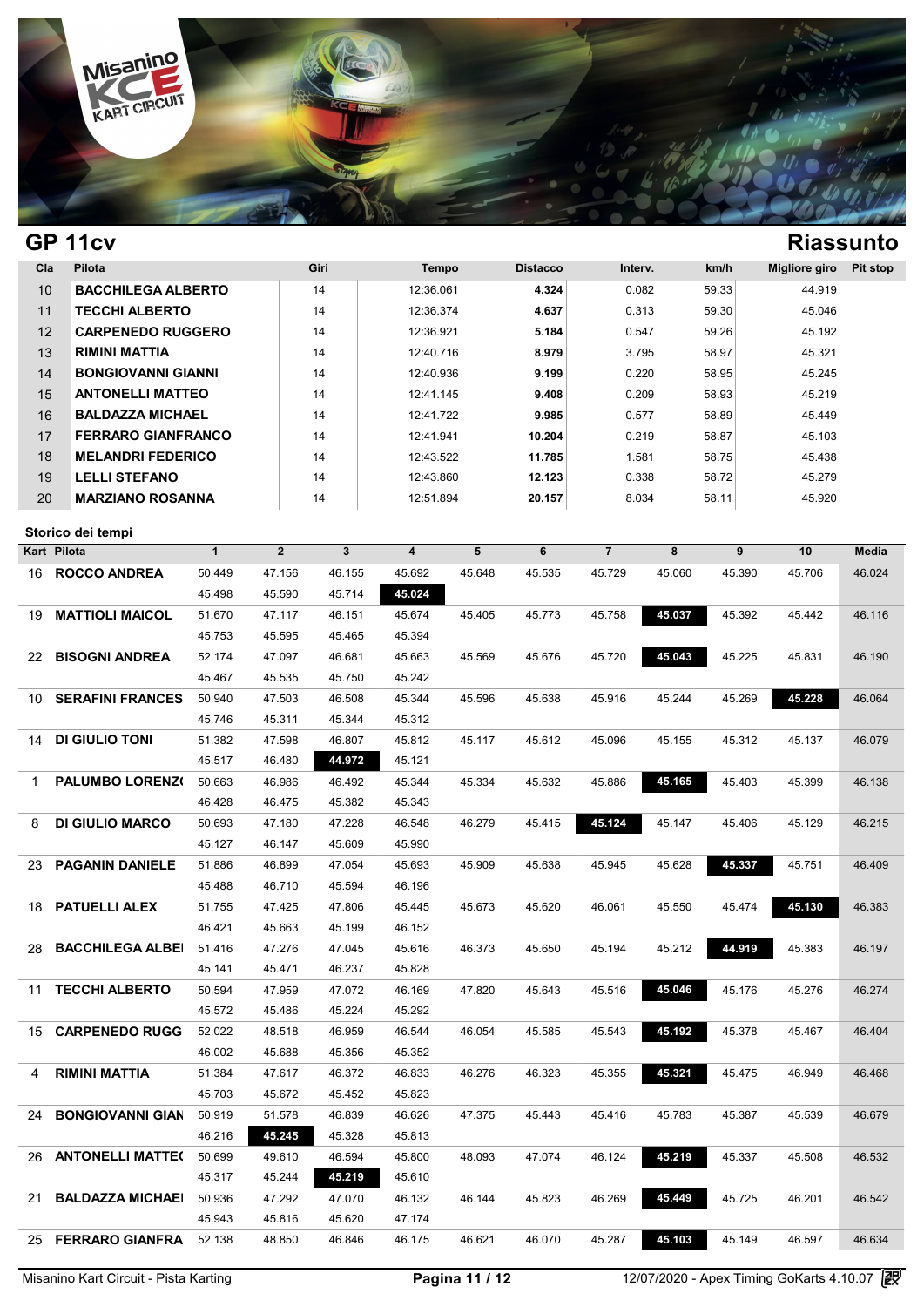## GP 11cv

## Riassunto

| Cla | Pilota | Giri | Tempo | Distacco | Interv. | km/h | Migliore giro | Pit stop |
|---|---|---|---|---|---|---|---|---|
| 10 | **BACCHILEGA ALBERTO** | 14 | 12:36.061 | **4.324** | 0.082 | 59.33 | 44.919 | |
| 11 | **TECCHI ALBERTO** | 14 | 12:36.374 | **4.637** | 0.313 | 59.30 | 45.046 | |
| 12 | **CARPENEDO RUGGERO** | 14 | 12:36.921 | **5.184** | 0.547 | 59.26 | 45.192 | |
| 13 | **RIMINI MATTIA** | 14 | 12:40.716 | **8.979** | 3.795 | 58.97 | 45.321 | |
| 14 | **BONGIOVANNI GIANNI** | 14 | 12:40.936 | **9.199** | 0.220 | 58.95 | 45.245 | |
| 15 | **ANTONELLI MATTEO** | 14 | 12:41.145 | **9.408** | 0.209 | 58.93 | 45.219 | |
| 16 | **BALDAZZA MICHAEL** | 14 | 12:41.722 | **9.985** | 0.577 | 58.89 | 45.449 | |
| 17 | **FERRARO GIANFRANCO** | 14 | 12:41.941 | **10.204** | 0.219 | 58.87 | 45.103 | |
| 18 | **MELANDRI FEDERICO** | 14 | 12:43.522 | **11.785** | 1.581 | 58.75 | 45.438 | |
| 19 | **LELLI STEFANO** | 14 | 12:43.860 | **12.123** | 0.338 | 58.72 | 45.279 | |
| 20 | **MARZIANO ROSANNA** | 14 | 12:51.894 | **20.157** | 8.034 | 58.11 | 45.920 | |

### Storico dei tempi

| Kart | Pilota | 1 | 2 | 3 | 4 | 5 | 6 | 7 | 8 | 9 | 10 | Media |
|---|---|---|---|---|---|---|---|---|---|---|---|---|
| 16 | **ROCCO ANDREA** | 50.449 | 47.156 | 46.155 | 45.692 | 45.648 | 45.535 | 45.729 | 45.060 | 45.390 | 45.706 | 46.024 |
| | | 45.498 | 45.590 | 45.714 | **45.024** | | | | | | | |
| 19 | **MATTIOLI MAICOL** | 51.670 | 47.117 | 46.151 | 45.674 | 45.405 | 45.773 | 45.758 | **45.037** | 45.392 | 45.442 | 46.116 |
| | | 45.753 | 45.595 | 45.465 | 45.394 | | | | | | | |
| 22 | **BISOGNI ANDREA** | 52.174 | 47.097 | 46.681 | 45.663 | 45.569 | 45.676 | 45.720 | **45.043** | 45.225 | 45.831 | 46.190 |
| | | 45.467 | 45.535 | 45.750 | 45.242 | | | | | | | |
| 10 | **SERAFINI FRANCES** | 50.940 | 47.503 | 46.508 | 45.344 | 45.596 | 45.638 | 45.916 | 45.244 | 45.269 | **45.228** | 46.064 |
| | | 45.746 | 45.311 | 45.344 | 45.312 | | | | | | | |
| 14 | **DI GIULIO TONI** | 51.382 | 47.598 | 46.807 | 45.812 | 45.117 | 45.612 | 45.096 | 45.155 | 45.312 | 45.137 | 46.079 |
| | | 45.517 | 46.480 | **44.972** | 45.121 | | | | | | | |
| 1 | **PALUMBO LORENZ(** | 50.663 | 46.986 | 46.492 | 45.344 | 45.334 | 45.632 | 45.886 | **45.165** | 45.403 | 45.399 | 46.138 |
| | | 46.428 | 46.475 | 45.382 | 45.343 | | | | | | | |
| 8 | **DI GIULIO MARCO** | 50.693 | 47.180 | 47.228 | 46.548 | 46.279 | 45.415 | **45.124** | 45.147 | 45.406 | 45.129 | 46.215 |
| | | 45.127 | 46.147 | 45.609 | 45.990 | | | | | | | |
| 23 | **PAGANIN DANIELE** | 51.886 | 46.899 | 47.054 | 45.693 | 45.909 | 45.638 | 45.945 | 45.628 | **45.337** | 45.751 | 46.409 |
| | | 45.488 | 46.710 | 45.594 | 46.196 | | | | | | | |
| 18 | **PATUELLI ALEX** | 51.755 | 47.425 | 47.806 | 45.445 | 45.673 | 45.620 | 46.061 | 45.550 | 45.474 | **45.130** | 46.383 |
| | | 46.421 | 45.663 | 45.199 | 46.152 | | | | | | | |
| 28 | **BACCHILEGA ALBEI** | 51.416 | 47.276 | 47.045 | 45.616 | 46.373 | 45.650 | 45.194 | 45.212 | **44.919** | 45.383 | 46.197 |
| | | 45.141 | 45.471 | 46.237 | 45.828 | | | | | | | |
| 11 | **TECCHI ALBERTO** | 50.594 | 47.959 | 47.072 | 46.169 | 47.820 | 45.643 | 45.516 | **45.046** | 45.176 | 45.276 | 46.274 |
| | | 45.572 | 45.486 | 45.224 | 45.292 | | | | | | | |
| 15 | **CARPENEDO RUGG** | 52.022 | 48.518 | 46.959 | 46.544 | 46.054 | 45.585 | 45.543 | **45.192** | 45.378 | 45.467 | 46.404 |
| | | 46.002 | 45.688 | 45.356 | 45.352 | | | | | | | |
| 4 | **RIMINI MATTIA** | 51.384 | 47.617 | 46.372 | 46.833 | 46.276 | 46.323 | 45.355 | **45.321** | 45.475 | 46.949 | 46.468 |
| | | 45.703 | 45.672 | 45.452 | 45.823 | | | | | | | |
| 24 | **BONGIOVANNI GIAN** | 50.919 | 51.578 | 46.839 | 46.626 | 47.375 | 45.443 | 45.416 | 45.783 | 45.387 | 45.539 | 46.679 |
| | | 46.216 | **45.245** | 45.328 | 45.813 | | | | | | | |
| 26 | **ANTONELLI MATTE(** | 50.699 | 49.610 | 46.594 | 45.800 | 48.093 | 47.074 | 46.124 | **45.219** | 45.337 | 45.508 | 46.532 |
| | | 45.317 | 45.244 | **45.219** | 45.610 | | | | | | | |
| 21 | **BALDAZZA MICHAEI** | 50.936 | 47.292 | 47.070 | 46.132 | 46.144 | 45.823 | 46.269 | **45.449** | 45.725 | 46.201 | 46.542 |
| | | 45.943 | 45.816 | 45.620 | 47.174 | | | | | | | |
| 25 | **FERRARO GIANFRA** | 52.138 | 48.850 | 46.846 | 46.175 | 46.621 | 46.070 | 45.287 | **45.103** | 45.149 | 46.597 | 46.634 |

Misanino Kart Circuit - Pista Karting | 12/07/2020 - Apex Timing GoKarts 4.10.07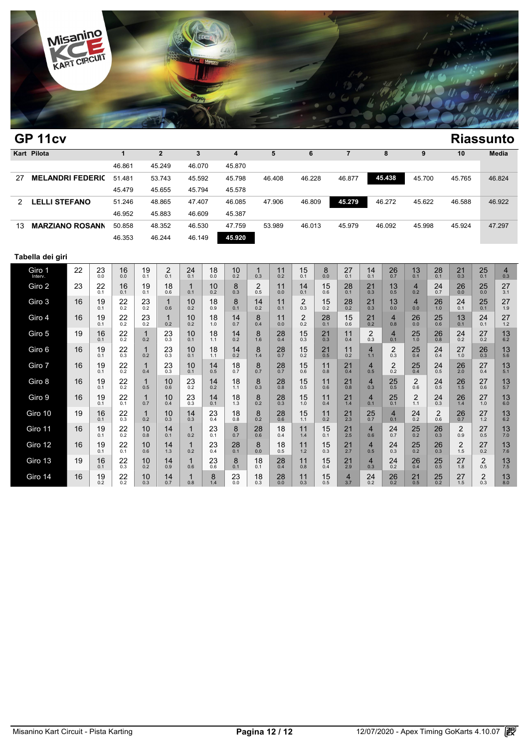# GP 11cv

# Riassunto

| Kart | Pilota | 1 | 2 | 3 | 4 | 5 | 6 | 7 | 8 | 9 | 10 | Media |
|---|---|---|---|---|---|---|---|---|---|---|---|---|
| | | 46.861 | 45.249 | 46.070 | 45.870 | | | | | | | |
| 27 | **MELANDRI FEDERIC** | 51.481 | 53.743 | 45.592 | 45.798 | 46.408 | 46.228 | 46.877 | **45.438** | 45.700 | 45.765 | 46.824 |
| | | 45.479 | 45.655 | 45.794 | 45.578 | | | | | | | |
| 2 | **LELLI STEFANO** | 51.246 | 48.865 | 47.407 | 46.085 | 47.906 | 46.809 | **45.279** | 46.272 | 45.622 | 46.588 | 46.922 |
| | | 46.952 | 45.883 | 46.609 | 45.387 | | | | | | | |
| 13 | **MARZIANO ROSANN** | 50.858 | 48.352 | 46.530 | 47.759 | 53.989 | 46.013 | 45.979 | 46.092 | 45.998 | 45.924 | 47.297 |
| | | 46.353 | 46.244 | 46.149 | **45.920** | | | | | | | |

**Tabella dei giri**

| | | | | | | | | | | | | | | | | | | | | | |
|---|---|---|---|---|---|---|---|---|---|---|---|---|---|---|---|---|---|---|---|---|---|
| Giro 1 Interv. | 22 | 23 0.0 | 16 0.0 | 19 0.1 | 2 0.1 | 24 0.1 | 18 0.0 | 10 0.2 | 1 0.3 | 11 0.2 | 15 0.1 | 8 0.0 | 27 0.1 | 14 0.1 | 26 0.7 | 13 0.1 | 28 0.1 | 21 0.3 | 25 0.1 | 4 0.3 |
| Giro 2 | 23 | 22 0.1 | 16 0.1 | 19 0.1 | 18 0.6 | 1 0.1 | 10 0.2 | 8 0.3 | 2 0.5 | 11 0.0 | 14 0.1 | 15 0.6 | 28 0.1 | 21 0.3 | 13 0.5 | 4 0.2 | 24 0.7 | 26 0.0 | 25 0.0 | 27 3.1 |
| Giro 3 | 16 | 19 0.1 | 22 0.2 | 23 0.2 | 1 0.6 | 10 0.2 | 18 0.9 | 8 0.1 | 14 0.2 | 11 0.1 | 2 0.3 | 15 0.2 | 28 0.2 | 21 0.3 | 13 0.0 | 4 0.0 | 26 1.0 | 24 0.1 | 25 0.1 | 27 1.9 |
| Giro 4 | 16 | 19 0.1 | 22 0.2 | 23 0.2 | 1 0.2 | 10 0.2 | 18 1.0 | 14 0.7 | 8 0.4 | 11 0.0 | 2 0.2 | 28 0.1 | 15 0.6 | 21 0.2 | 4 0.8 | 26 0.0 | 25 0.6 | 13 0.1 | 24 0.1 | 27 1.2 |
| Giro 5 | 19 | 16 0.1 | 22 0.2 | 1 0.2 | 23 0.3 | 10 0.1 | 18 1.1 | 14 0.2 | 8 1.6 | 28 0.4 | 15 0.3 | 21 0.3 | 11 0.4 | 2 0.3 | 4 0.1 | 25 1.0 | 26 0.8 | 24 0.2 | 27 0.2 | 13 6.2 |
| Giro 6 | 16 | 19 0.1 | 22 0.3 | 1 0.2 | 23 0.3 | 10 0.1 | 18 1.1 | 14 0.2 | 8 1.4 | 28 0.7 | 15 0.2 | 21 0.5 | 11 0.2 | 4 1.1 | 2 0.3 | 25 0.4 | 24 0.4 | 27 1.0 | 26 0.3 | 13 5.6 |
| Giro 7 | 16 | 19 0.1 | 22 0.2 | 1 0.4 | 23 0.3 | 10 0.1 | 14 0.5 | 18 0.7 | 8 0.7 | 28 0.7 | 15 0.6 | 11 0.8 | 21 0.4 | 4 0.5 | 2 0.2 | 25 0.4 | 24 0.5 | 26 2.0 | 27 0.4 | 13 5.1 |
| Giro 8 | 16 | 19 0.1 | 22 0.2 | 1 0.5 | 10 0.6 | 23 0.2 | 14 0.2 | 18 1.1 | 8 0.3 | 28 0.8 | 15 0.5 | 11 0.6 | 21 0.8 | 4 0.3 | 25 0.5 | 2 0.6 | 24 0.5 | 26 1.5 | 27 0.6 | 13 5.7 |
| Giro 9 | 16 | 19 0.1 | 22 0.1 | 1 0.7 | 10 0.4 | 23 0.3 | 14 0.1 | 18 1.3 | 8 0.2 | 28 0.3 | 15 1.0 | 11 0.4 | 21 1.4 | 4 0.1 | 25 0.1 | 2 1.1 | 24 0.3 | 26 1.4 | 27 1.0 | 13 6.0 |
| Giro 10 | 19 | 16 0.1 | 22 0.3 | 1 0.2 | 10 0.3 | 14 0.3 | 23 0.4 | 18 0.8 | 8 0.2 | 28 0.6 | 15 1.1 | 11 0.2 | 21 2.3 | 25 0.7 | 4 0.1 | 24 0.2 | 2 0.6 | 26 0.7 | 27 1.2 | 13 6.2 |
| Giro 11 | 16 | 19 0.1 | 22 0.2 | 10 0.8 | 14 0.1 | 1 0.2 | 23 0.1 | 8 0.7 | 28 0.6 | 18 0.4 | 11 1.4 | 15 0.1 | 21 2.5 | 4 0.6 | 24 0.7 | 25 0.2 | 26 0.3 | 2 0.9 | 27 0.5 | 13 7.0 |
| Giro 12 | 16 | 19 0.1 | 22 0.1 | 10 0.6 | 14 1.3 | 1 0.2 | 23 0.4 | 28 0.1 | 8 0.0 | 18 0.5 | 11 1.2 | 15 0.3 | 21 2.7 | 4 0.5 | 24 0.3 | 25 0.2 | 26 0.3 | 2 1.5 | 27 0.2 | 13 7.6 |
| Giro 13 | 19 | 16 0.1 | 22 0.3 | 10 0.2 | 14 0.9 | 1 0.6 | 23 0.6 | 8 0.1 | 18 0.1 | 28 0.4 | 11 0.8 | 15 0.4 | 21 2.9 | 4 0.3 | 24 0.2 | 26 0.4 | 25 0.5 | 27 1.8 | 2 0.5 | 13 7.5 |
| Giro 14 | 16 | 19 0.2 | 22 0.2 | 10 0.3 | 14 0.7 | 1 0.8 | 8 1.4 | 23 0.0 | 18 0.3 | 28 0.0 | 11 0.3 | 15 0.5 | 4 3.7 | 24 0.2 | 26 0.2 | 21 0.5 | 25 0.2 | 27 1.5 | 2 0.3 | 13 8.0 |

Misanino Kart Circuit - Pista Karting | 12/07/2020 - Apex Timing GoKarts 4.10.07